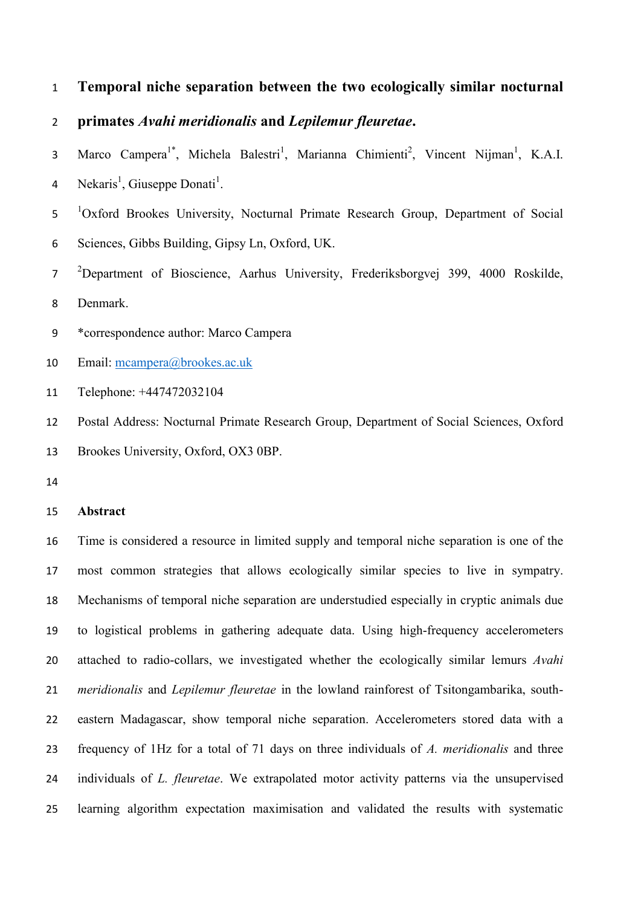# Temporal niche separation between the two ecologically similar nocturnal primates *Avahi meridionalis* and *Lepilemur fleuretae*.

Marco Campera[1*], Michela Balestri[1], Marianna Chimienti[2], Vincent Nijman[1], K.A.I. Nekaris[1], Giuseppe Donati[1].

[1]Oxford Brookes University, Nocturnal Primate Research Group, Department of Social Sciences, Gibbs Building, Gipsy Ln, Oxford, UK.

[2]Department of Bioscience, Aarhus University, Frederiksborgvej 399, 4000 Roskilde, Denmark.

*correspondence author: Marco Campera

Email: mcampera@brookes.ac.uk

Telephone: +447472032104

Postal Address: Nocturnal Primate Research Group, Department of Social Sciences, Oxford Brookes University, Oxford, OX3 0BP.

## Abstract

Time is considered a resource in limited supply and temporal niche separation is one of the most common strategies that allows ecologically similar species to live in sympatry. Mechanisms of temporal niche separation are understudied especially in cryptic animals due to logistical problems in gathering adequate data. Using high-frequency accelerometers attached to radio-collars, we investigated whether the ecologically similar lemurs *Avahi meridionalis* and *Lepilemur fleuretae* in the lowland rainforest of Tsitongambarika, south-eastern Madagascar, show temporal niche separation. Accelerometers stored data with a frequency of 1Hz for a total of 71 days on three individuals of *A. meridionalis* and three individuals of *L. fleuretae*. We extrapolated motor activity patterns via the unsupervised learning algorithm expectation maximisation and validated the results with systematic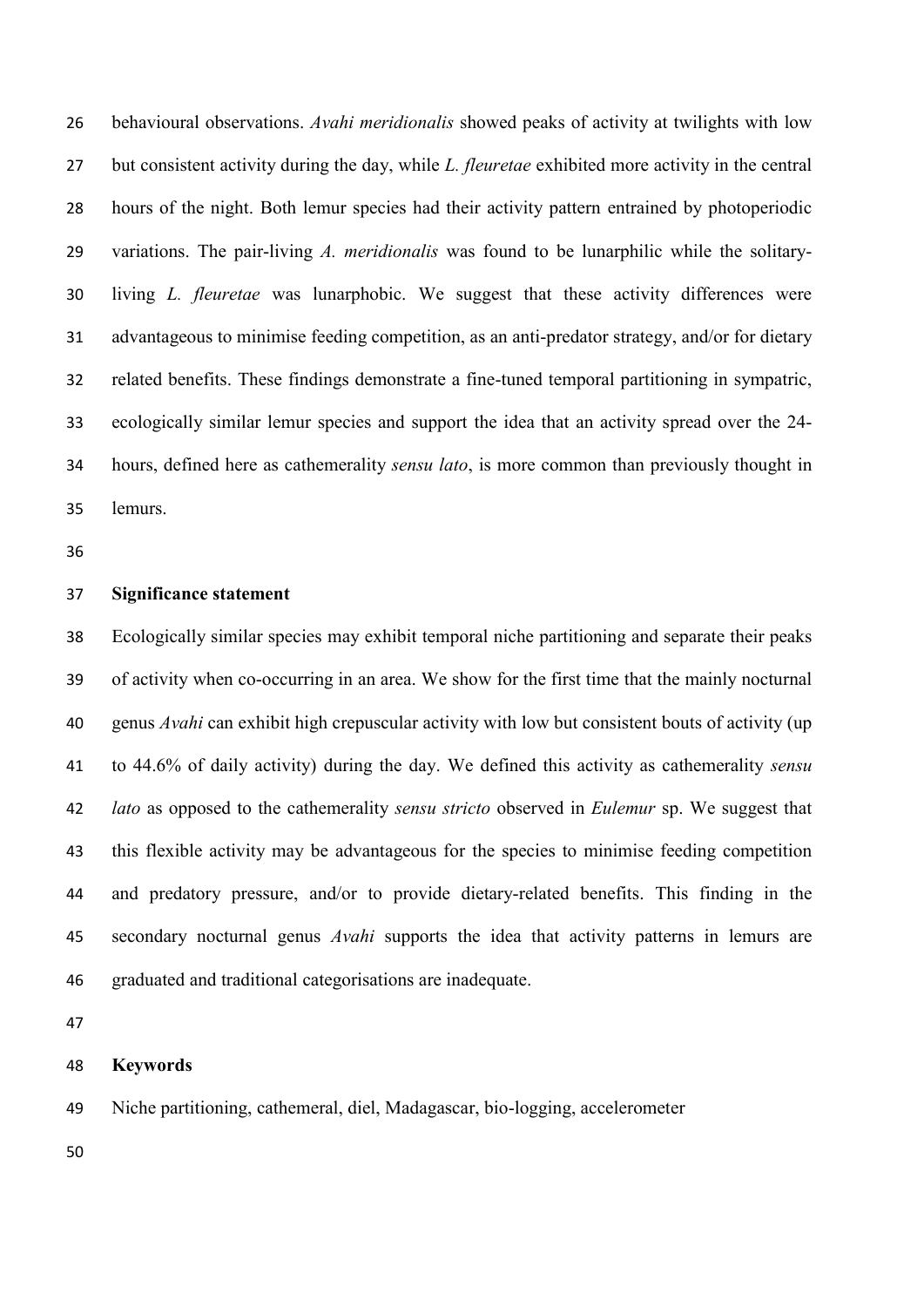behavioural observations. *Avahi meridionalis* showed peaks of activity at twilights with low but consistent activity during the day, while *L. fleuretae* exhibited more activity in the central hours of the night. Both lemur species had their activity pattern entrained by photoperiodic variations. The pair-living *A. meridionalis* was found to be lunarphilic while the solitary-living *L. fleuretae* was lunarphobic. We suggest that these activity differences were advantageous to minimise feeding competition, as an anti-predator strategy, and/or for dietary related benefits. These findings demonstrate a fine-tuned temporal partitioning in sympatric, ecologically similar lemur species and support the idea that an activity spread over the 24-hours, defined here as cathemerality *sensu lato*, is more common than previously thought in lemurs.

**Significance statement**

Ecologically similar species may exhibit temporal niche partitioning and separate their peaks of activity when co-occurring in an area. We show for the first time that the mainly nocturnal genus *Avahi* can exhibit high crepuscular activity with low but consistent bouts of activity (up to 44.6% of daily activity) during the day. We defined this activity as cathemerality *sensu lato* as opposed to the cathemerality *sensu stricto* observed in *Eulemur* sp. We suggest that this flexible activity may be advantageous for the species to minimise feeding competition and predatory pressure, and/or to provide dietary-related benefits. This finding in the secondary nocturnal genus *Avahi* supports the idea that activity patterns in lemurs are graduated and traditional categorisations are inadequate.

**Keywords**

Niche partitioning, cathemeral, diel, Madagascar, bio-logging, accelerometer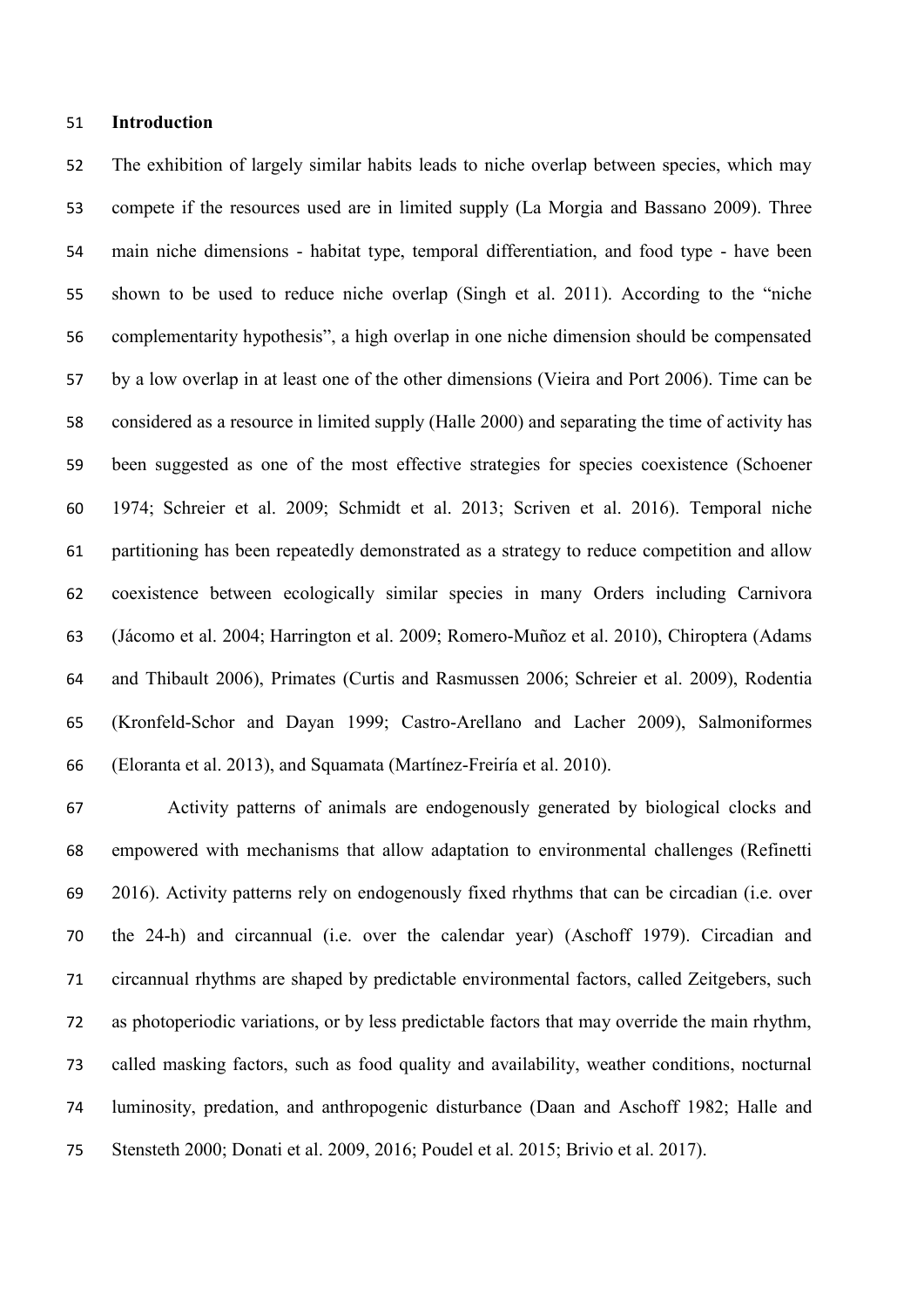## Introduction

The exhibition of largely similar habits leads to niche overlap between species, which may compete if the resources used are in limited supply (La Morgia and Bassano 2009). Three main niche dimensions - habitat type, temporal differentiation, and food type - have been shown to be used to reduce niche overlap (Singh et al. 2011). According to the "niche complementarity hypothesis", a high overlap in one niche dimension should be compensated by a low overlap in at least one of the other dimensions (Vieira and Port 2006). Time can be considered as a resource in limited supply (Halle 2000) and separating the time of activity has been suggested as one of the most effective strategies for species coexistence (Schoener 1974; Schreier et al. 2009; Schmidt et al. 2013; Scriven et al. 2016). Temporal niche partitioning has been repeatedly demonstrated as a strategy to reduce competition and allow coexistence between ecologically similar species in many Orders including Carnivora (Jácomo et al. 2004; Harrington et al. 2009; Romero-Muñoz et al. 2010), Chiroptera (Adams and Thibault 2006), Primates (Curtis and Rasmussen 2006; Schreier et al. 2009), Rodentia (Kronfeld-Schor and Dayan 1999; Castro-Arellano and Lacher 2009), Salmoniformes (Eloranta et al. 2013), and Squamata (Martínez-Freiría et al. 2010).

Activity patterns of animals are endogenously generated by biological clocks and empowered with mechanisms that allow adaptation to environmental challenges (Refinetti 2016). Activity patterns rely on endogenously fixed rhythms that can be circadian (i.e. over the 24-h) and circannual (i.e. over the calendar year) (Aschoff 1979). Circadian and circannual rhythms are shaped by predictable environmental factors, called Zeitgebers, such as photoperiodic variations, or by less predictable factors that may override the main rhythm, called masking factors, such as food quality and availability, weather conditions, nocturnal luminosity, predation, and anthropogenic disturbance (Daan and Aschoff 1982; Halle and Stensteth 2000; Donati et al. 2009, 2016; Poudel et al. 2015; Brivio et al. 2017).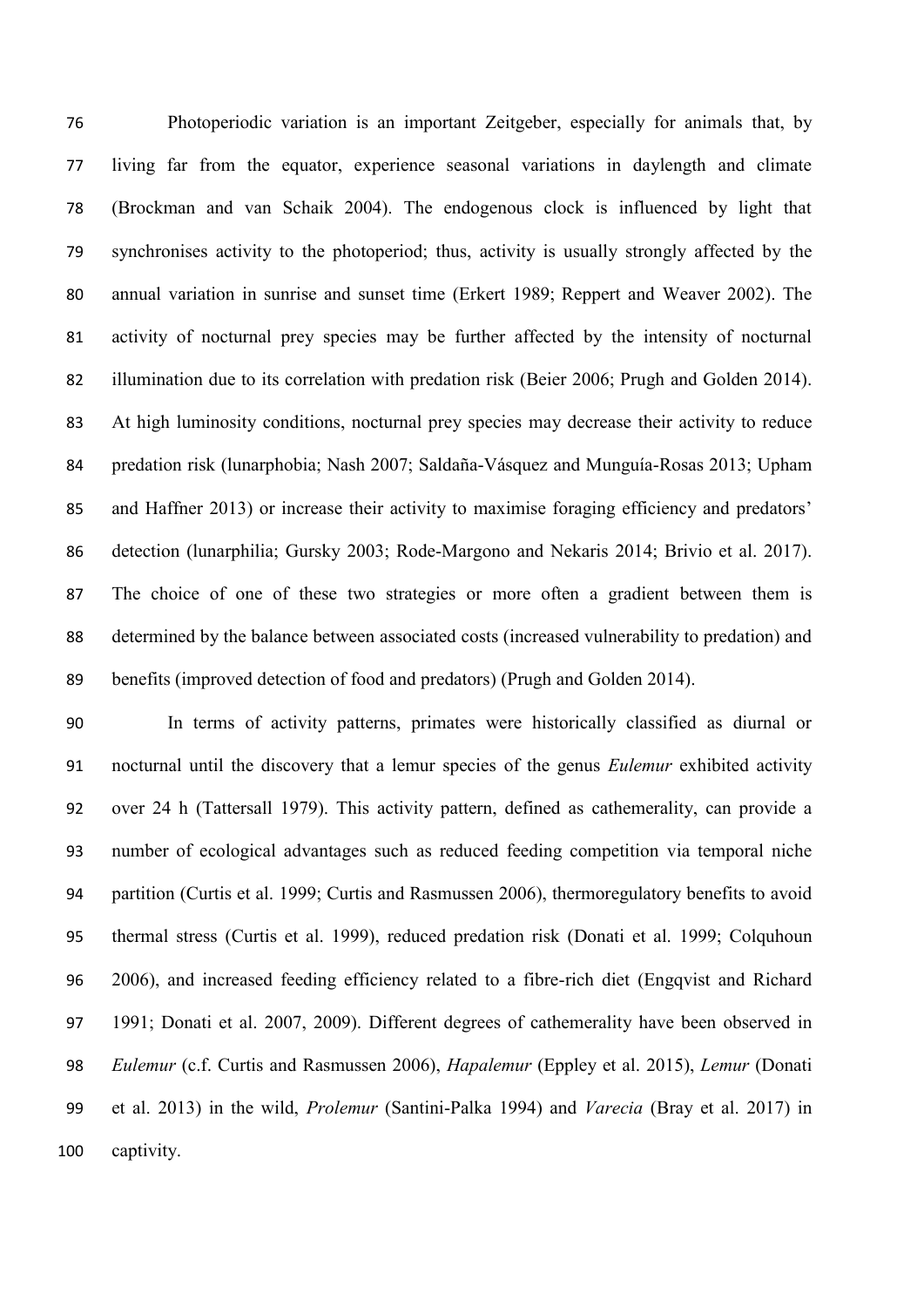Photoperiodic variation is an important Zeitgeber, especially for animals that, by living far from the equator, experience seasonal variations in daylength and climate (Brockman and van Schaik 2004). The endogenous clock is influenced by light that synchronises activity to the photoperiod; thus, activity is usually strongly affected by the annual variation in sunrise and sunset time (Erkert 1989; Reppert and Weaver 2002). The activity of nocturnal prey species may be further affected by the intensity of nocturnal illumination due to its correlation with predation risk (Beier 2006; Prugh and Golden 2014). At high luminosity conditions, nocturnal prey species may decrease their activity to reduce predation risk (lunarphobia; Nash 2007; Saldaña-Vásquez and Munguía-Rosas 2013; Upham and Haffner 2013) or increase their activity to maximise foraging efficiency and predators' detection (lunarphilia; Gursky 2003; Rode-Margono and Nekaris 2014; Brivio et al. 2017). The choice of one of these two strategies or more often a gradient between them is determined by the balance between associated costs (increased vulnerability to predation) and benefits (improved detection of food and predators) (Prugh and Golden 2014).

In terms of activity patterns, primates were historically classified as diurnal or nocturnal until the discovery that a lemur species of the genus *Eulemur* exhibited activity over 24 h (Tattersall 1979). This activity pattern, defined as cathemerality, can provide a number of ecological advantages such as reduced feeding competition via temporal niche partition (Curtis et al. 1999; Curtis and Rasmussen 2006), thermoregulatory benefits to avoid thermal stress (Curtis et al. 1999), reduced predation risk (Donati et al. 1999; Colquhoun 2006), and increased feeding efficiency related to a fibre-rich diet (Engqvist and Richard 1991; Donati et al. 2007, 2009). Different degrees of cathemerality have been observed in *Eulemur* (c.f. Curtis and Rasmussen 2006), *Hapalemur* (Eppley et al. 2015), *Lemur* (Donati et al. 2013) in the wild, *Prolemur* (Santini-Palka 1994) and *Varecia* (Bray et al. 2017) in captivity.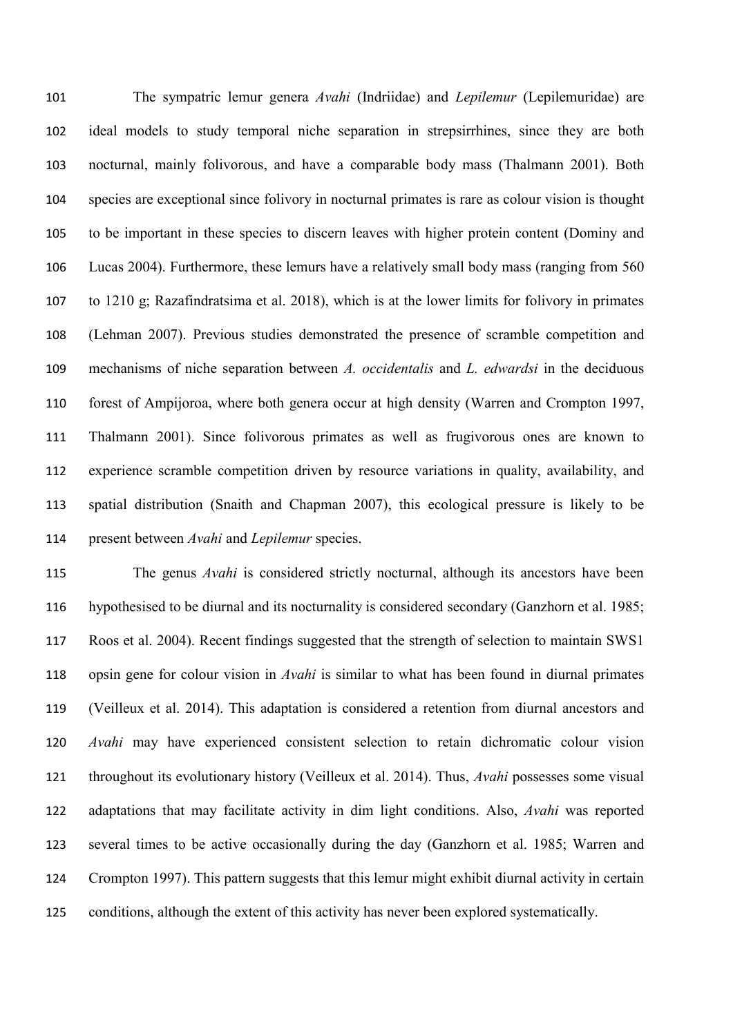The sympatric lemur genera *Avahi* (Indriidae) and *Lepilemur* (Lepilemuridae) are ideal models to study temporal niche separation in strepsirrhines, since they are both nocturnal, mainly folivorous, and have a comparable body mass (Thalmann 2001). Both species are exceptional since folivory in nocturnal primates is rare as colour vision is thought to be important in these species to discern leaves with higher protein content (Dominy and Lucas 2004). Furthermore, these lemurs have a relatively small body mass (ranging from 560 to 1210 g; Razafindratsima et al. 2018), which is at the lower limits for folivory in primates (Lehman 2007). Previous studies demonstrated the presence of scramble competition and mechanisms of niche separation between *A. occidentalis* and *L. edwardsi* in the deciduous forest of Ampijoroa, where both genera occur at high density (Warren and Crompton 1997, Thalmann 2001). Since folivorous primates as well as frugivorous ones are known to experience scramble competition driven by resource variations in quality, availability, and spatial distribution (Snaith and Chapman 2007), this ecological pressure is likely to be present between *Avahi* and *Lepilemur* species.

The genus *Avahi* is considered strictly nocturnal, although its ancestors have been hypothesised to be diurnal and its nocturnality is considered secondary (Ganzhorn et al. 1985; Roos et al. 2004). Recent findings suggested that the strength of selection to maintain SWS1 opsin gene for colour vision in *Avahi* is similar to what has been found in diurnal primates (Veilleux et al. 2014). This adaptation is considered a retention from diurnal ancestors and *Avahi* may have experienced consistent selection to retain dichromatic colour vision throughout its evolutionary history (Veilleux et al. 2014). Thus, *Avahi* possesses some visual adaptations that may facilitate activity in dim light conditions. Also, *Avahi* was reported several times to be active occasionally during the day (Ganzhorn et al. 1985; Warren and Crompton 1997). This pattern suggests that this lemur might exhibit diurnal activity in certain conditions, although the extent of this activity has never been explored systematically.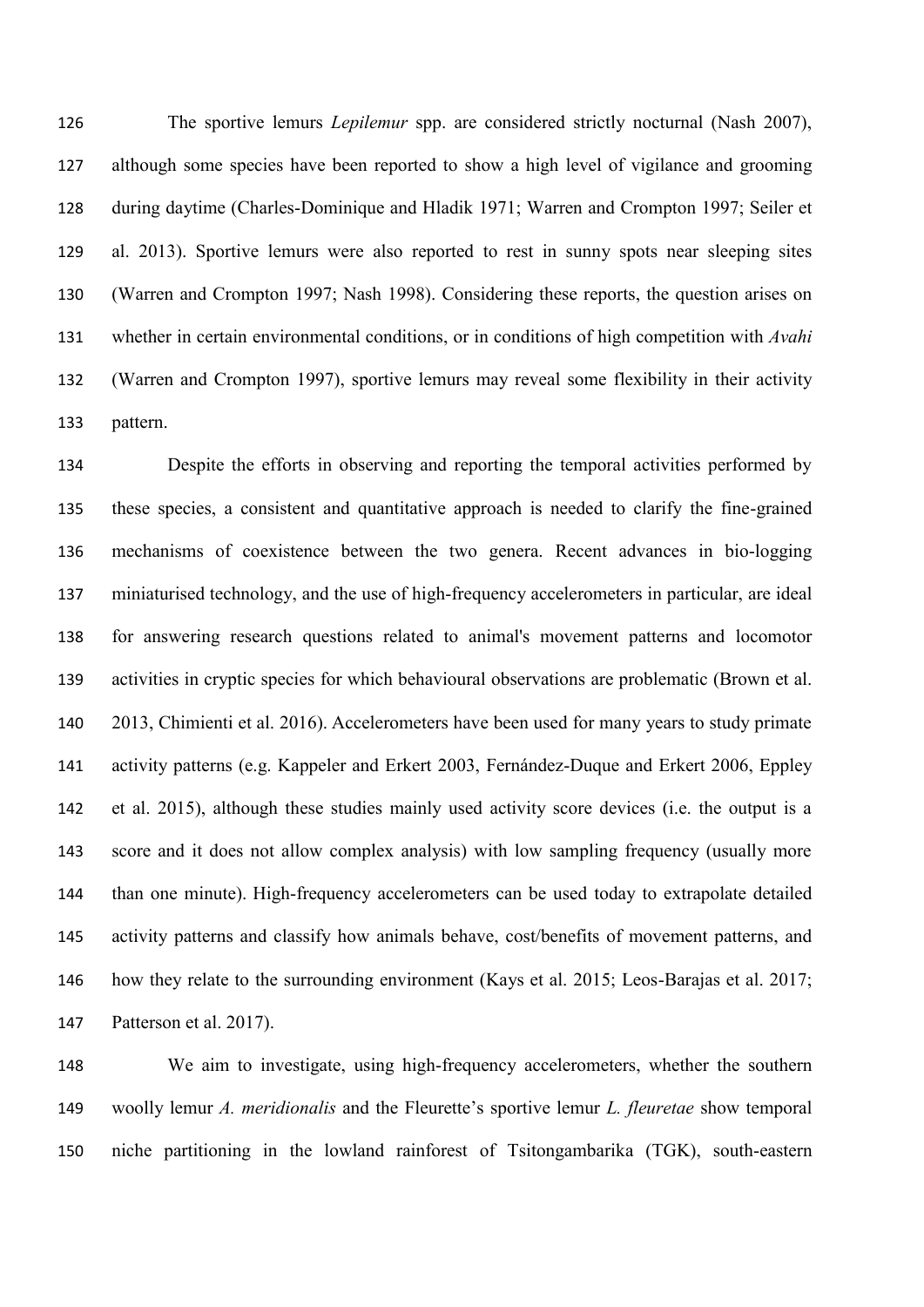The sportive lemurs *Lepilemur* spp. are considered strictly nocturnal (Nash 2007), although some species have been reported to show a high level of vigilance and grooming during daytime (Charles-Dominique and Hladik 1971; Warren and Crompton 1997; Seiler et al. 2013). Sportive lemurs were also reported to rest in sunny spots near sleeping sites (Warren and Crompton 1997; Nash 1998). Considering these reports, the question arises on whether in certain environmental conditions, or in conditions of high competition with *Avahi* (Warren and Crompton 1997), sportive lemurs may reveal some flexibility in their activity pattern.

Despite the efforts in observing and reporting the temporal activities performed by these species, a consistent and quantitative approach is needed to clarify the fine-grained mechanisms of coexistence between the two genera. Recent advances in bio-logging miniaturised technology, and the use of high-frequency accelerometers in particular, are ideal for answering research questions related to animal's movement patterns and locomotor activities in cryptic species for which behavioural observations are problematic (Brown et al. 2013, Chimienti et al. 2016). Accelerometers have been used for many years to study primate activity patterns (e.g. Kappeler and Erkert 2003, Fernández-Duque and Erkert 2006, Eppley et al. 2015), although these studies mainly used activity score devices (i.e. the output is a score and it does not allow complex analysis) with low sampling frequency (usually more than one minute). High-frequency accelerometers can be used today to extrapolate detailed activity patterns and classify how animals behave, cost/benefits of movement patterns, and how they relate to the surrounding environment (Kays et al. 2015; Leos-Barajas et al. 2017; Patterson et al. 2017).

We aim to investigate, using high-frequency accelerometers, whether the southern woolly lemur *A. meridionalis* and the Fleurette's sportive lemur *L. fleuretae* show temporal niche partitioning in the lowland rainforest of Tsitongambarika (TGK), south-eastern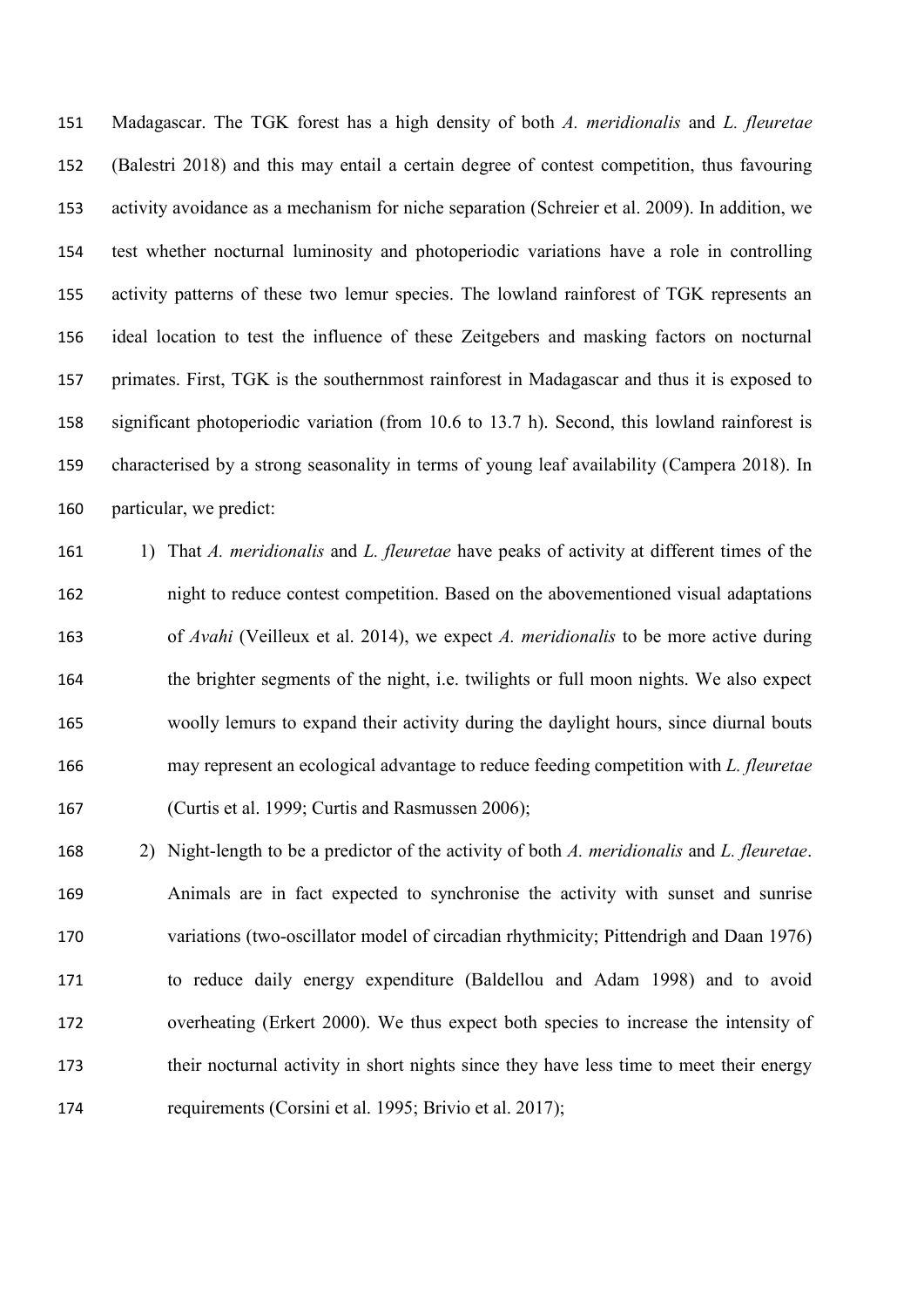Madagascar. The TGK forest has a high density of both *A. meridionalis* and *L. fleuretae* (Balestri 2018) and this may entail a certain degree of contest competition, thus favouring activity avoidance as a mechanism for niche separation (Schreier et al. 2009). In addition, we test whether nocturnal luminosity and photoperiodic variations have a role in controlling activity patterns of these two lemur species. The lowland rainforest of TGK represents an ideal location to test the influence of these Zeitgebers and masking factors on nocturnal primates. First, TGK is the southernmost rainforest in Madagascar and thus it is exposed to significant photoperiodic variation (from 10.6 to 13.7 h). Second, this lowland rainforest is characterised by a strong seasonality in terms of young leaf availability (Campera 2018). In particular, we predict:

1) That *A. meridionalis* and *L. fleuretae* have peaks of activity at different times of the night to reduce contest competition. Based on the abovementioned visual adaptations of *Avahi* (Veilleux et al. 2014), we expect *A. meridionalis* to be more active during the brighter segments of the night, i.e. twilights or full moon nights. We also expect woolly lemurs to expand their activity during the daylight hours, since diurnal bouts may represent an ecological advantage to reduce feeding competition with *L. fleuretae* (Curtis et al. 1999; Curtis and Rasmussen 2006);
2) Night-length to be a predictor of the activity of both *A. meridionalis* and *L. fleuretae*. Animals are in fact expected to synchronise the activity with sunset and sunrise variations (two-oscillator model of circadian rhythmicity; Pittendrigh and Daan 1976) to reduce daily energy expenditure (Baldellou and Adam 1998) and to avoid overheating (Erkert 2000). We thus expect both species to increase the intensity of their nocturnal activity in short nights since they have less time to meet their energy requirements (Corsini et al. 1995; Brivio et al. 2017);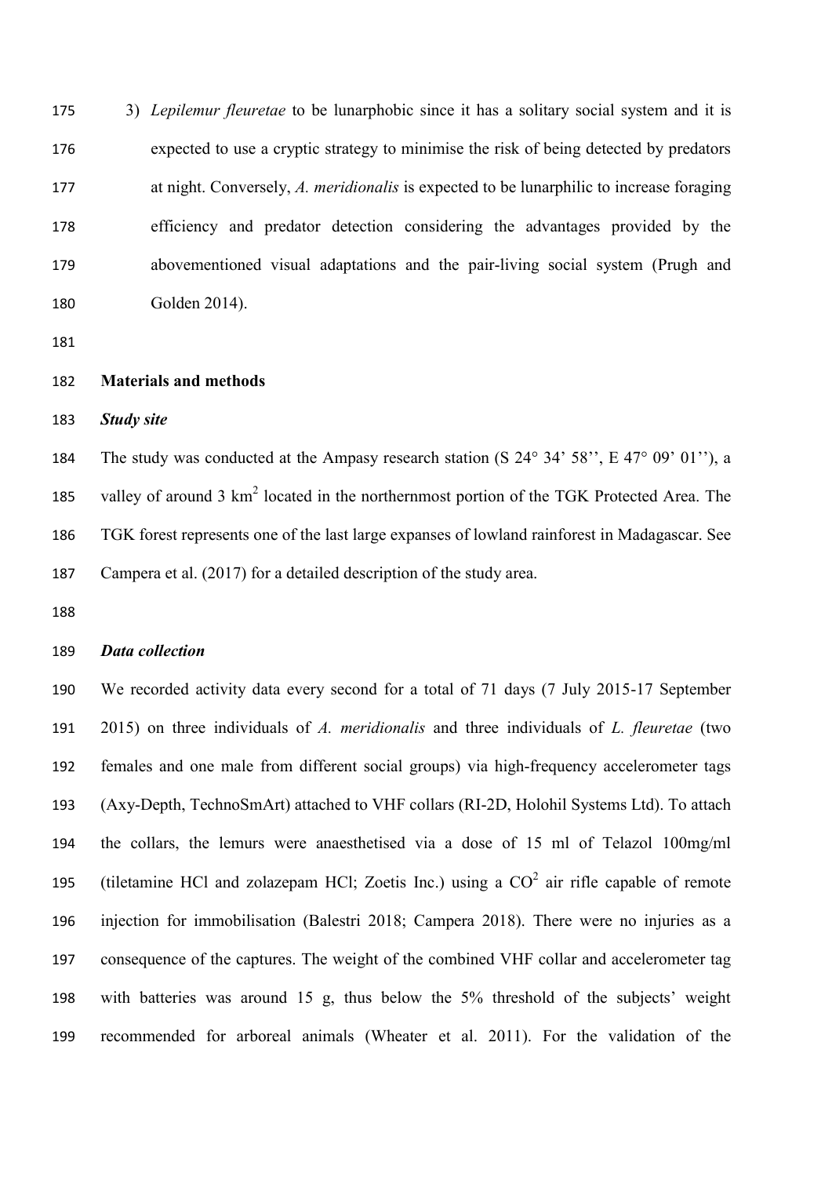3) *Lepilemur fleuretae* to be lunarphobic since it has a solitary social system and it is expected to use a cryptic strategy to minimise the risk of being detected by predators at night. Conversely, *A. meridionalis* is expected to be lunarphilic to increase foraging efficiency and predator detection considering the advantages provided by the abovementioned visual adaptations and the pair-living social system (Prugh and Golden 2014).

## Materials and methods

### *Study site*

The study was conducted at the Ampasy research station (S 24° 34' 58'', E 47° 09' 01''), a valley of around 3 km$^2$ located in the northernmost portion of the TGK Protected Area. The TGK forest represents one of the last large expanses of lowland rainforest in Madagascar. See Campera et al. (2017) for a detailed description of the study area.

### *Data collection*

We recorded activity data every second for a total of 71 days (7 July 2015-17 September 2015) on three individuals of *A. meridionalis* and three individuals of *L. fleuretae* (two females and one male from different social groups) via high-frequency accelerometer tags (Axy-Depth, TechnoSmArt) attached to VHF collars (RI-2D, Holohil Systems Ltd). To attach the collars, the lemurs were anaesthetised via a dose of 15 ml of Telazol 100mg/ml (tiletamine HCl and zolazepam HCl; Zoetis Inc.) using a $CO^2$ air rifle capable of remote injection for immobilisation (Balestri 2018; Campera 2018). There were no injuries as a consequence of the captures. The weight of the combined VHF collar and accelerometer tag with batteries was around 15 g, thus below the 5% threshold of the subjects' weight recommended for arboreal animals (Wheater et al. 2011). For the validation of the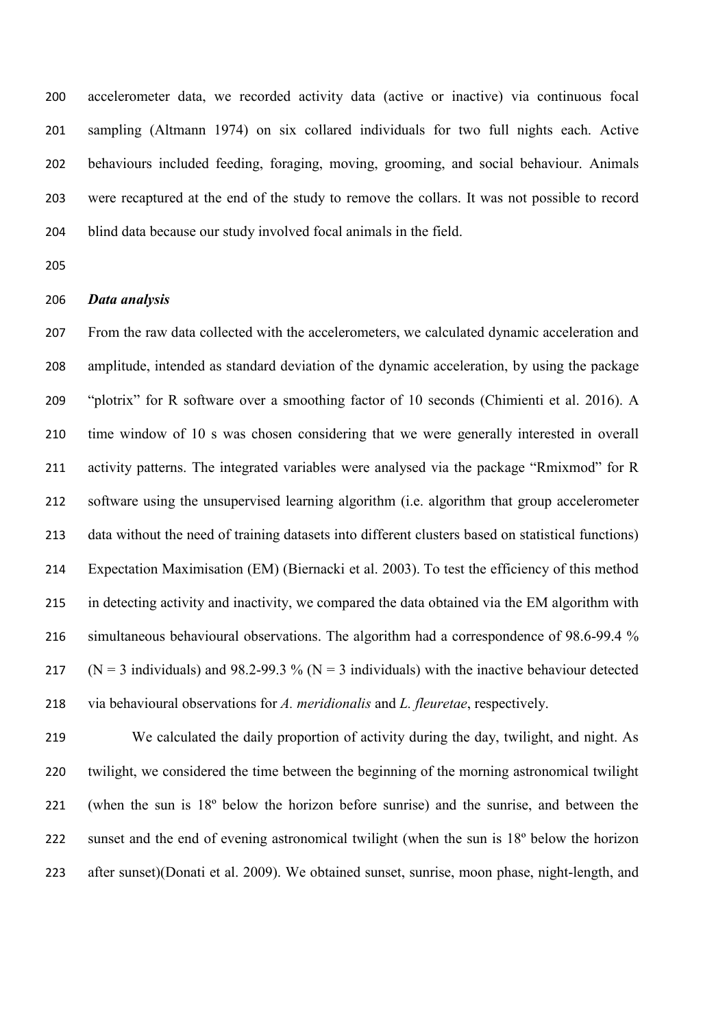accelerometer data, we recorded activity data (active or inactive) via continuous focal sampling (Altmann 1974) on six collared individuals for two full nights each. Active behaviours included feeding, foraging, moving, grooming, and social behaviour. Animals were recaptured at the end of the study to remove the collars. It was not possible to record blind data because our study involved focal animals in the field.

### *Data analysis*

From the raw data collected with the accelerometers, we calculated dynamic acceleration and amplitude, intended as standard deviation of the dynamic acceleration, by using the package "plotrix" for R software over a smoothing factor of 10 seconds (Chimienti et al. 2016). A time window of 10 s was chosen considering that we were generally interested in overall activity patterns. The integrated variables were analysed via the package "Rmixmod" for R software using the unsupervised learning algorithm (i.e. algorithm that group accelerometer data without the need of training datasets into different clusters based on statistical functions) Expectation Maximisation (EM) (Biernacki et al. 2003). To test the efficiency of this method in detecting activity and inactivity, we compared the data obtained via the EM algorithm with simultaneous behavioural observations. The algorithm had a correspondence of 98.6-99.4 % (N = 3 individuals) and 98.2-99.3 % (N = 3 individuals) with the inactive behaviour detected via behavioural observations for *A. meridionalis* and *L. fleuretae*, respectively.

We calculated the daily proportion of activity during the day, twilight, and night. As twilight, we considered the time between the beginning of the morning astronomical twilight (when the sun is 18º below the horizon before sunrise) and the sunrise, and between the sunset and the end of evening astronomical twilight (when the sun is 18º below the horizon after sunset)(Donati et al. 2009). We obtained sunset, sunrise, moon phase, night-length, and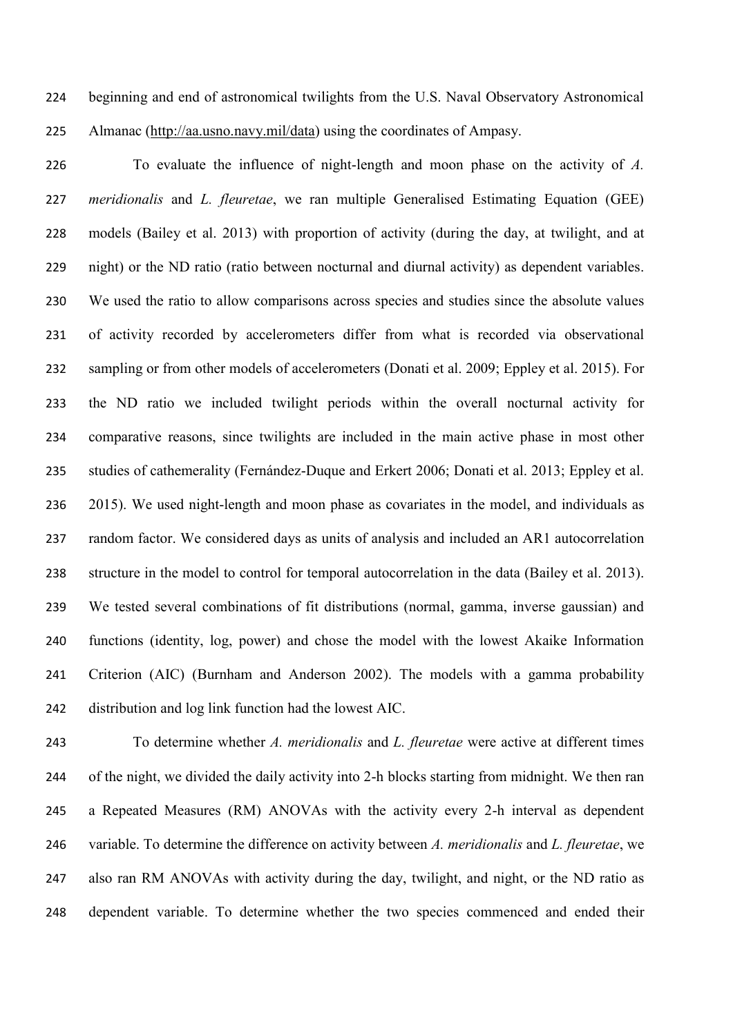beginning and end of astronomical twilights from the U.S. Naval Observatory Astronomical Almanac (http://aa.usno.navy.mil/data) using the coordinates of Ampasy.

To evaluate the influence of night-length and moon phase on the activity of *A. meridionalis* and *L. fleuretae*, we ran multiple Generalised Estimating Equation (GEE) models (Bailey et al. 2013) with proportion of activity (during the day, at twilight, and at night) or the ND ratio (ratio between nocturnal and diurnal activity) as dependent variables. We used the ratio to allow comparisons across species and studies since the absolute values of activity recorded by accelerometers differ from what is recorded via observational sampling or from other models of accelerometers (Donati et al. 2009; Eppley et al. 2015). For the ND ratio we included twilight periods within the overall nocturnal activity for comparative reasons, since twilights are included in the main active phase in most other studies of cathemerality (Fernández-Duque and Erkert 2006; Donati et al. 2013; Eppley et al. 2015). We used night-length and moon phase as covariates in the model, and individuals as random factor. We considered days as units of analysis and included an AR1 autocorrelation structure in the model to control for temporal autocorrelation in the data (Bailey et al. 2013). We tested several combinations of fit distributions (normal, gamma, inverse gaussian) and functions (identity, log, power) and chose the model with the lowest Akaike Information Criterion (AIC) (Burnham and Anderson 2002). The models with a gamma probability distribution and log link function had the lowest AIC.

To determine whether *A. meridionalis* and *L. fleuretae* were active at different times of the night, we divided the daily activity into 2-h blocks starting from midnight. We then ran a Repeated Measures (RM) ANOVAs with the activity every 2-h interval as dependent variable. To determine the difference on activity between *A. meridionalis* and *L. fleuretae*, we also ran RM ANOVAs with activity during the day, twilight, and night, or the ND ratio as dependent variable. To determine whether the two species commenced and ended their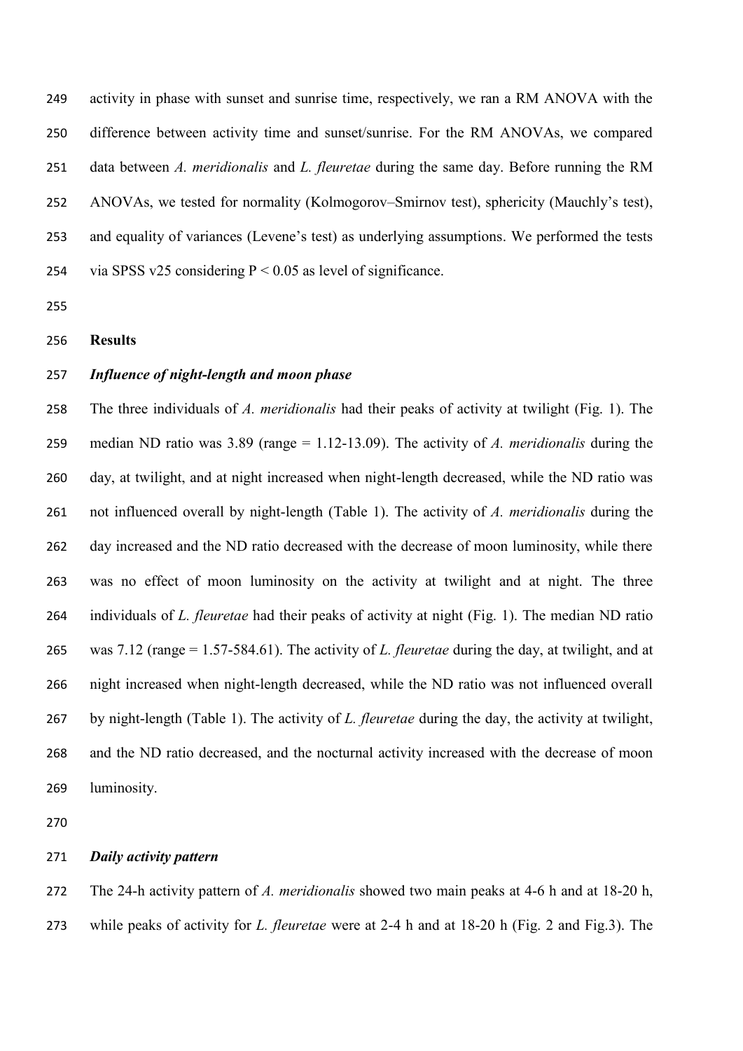activity in phase with sunset and sunrise time, respectively, we ran a RM ANOVA with the difference between activity time and sunset/sunrise. For the RM ANOVAs, we compared data between *A. meridionalis* and *L. fleuretae* during the same day. Before running the RM ANOVAs, we tested for normality (Kolmogorov–Smirnov test), sphericity (Mauchly's test), and equality of variances (Levene's test) as underlying assumptions. We performed the tests via SPSS v25 considering $P < 0.05$ as level of significance.

## Results

### *Influence of night-length and moon phase*

The three individuals of *A. meridionalis* had their peaks of activity at twilight (Fig. 1). The median ND ratio was 3.89 (range = 1.12-13.09). The activity of *A. meridionalis* during the day, at twilight, and at night increased when night-length decreased, while the ND ratio was not influenced overall by night-length (Table 1). The activity of *A. meridionalis* during the day increased and the ND ratio decreased with the decrease of moon luminosity, while there was no effect of moon luminosity on the activity at twilight and at night. The three individuals of *L. fleuretae* had their peaks of activity at night (Fig. 1). The median ND ratio was 7.12 (range = 1.57-584.61). The activity of *L. fleuretae* during the day, at twilight, and at night increased when night-length decreased, while the ND ratio was not influenced overall by night-length (Table 1). The activity of *L. fleuretae* during the day, the activity at twilight, and the ND ratio decreased, and the nocturnal activity increased with the decrease of moon luminosity.

### *Daily activity pattern*

The 24-h activity pattern of *A. meridionalis* showed two main peaks at 4-6 h and at 18-20 h, while peaks of activity for *L. fleuretae* were at 2-4 h and at 18-20 h (Fig. 2 and Fig.3). The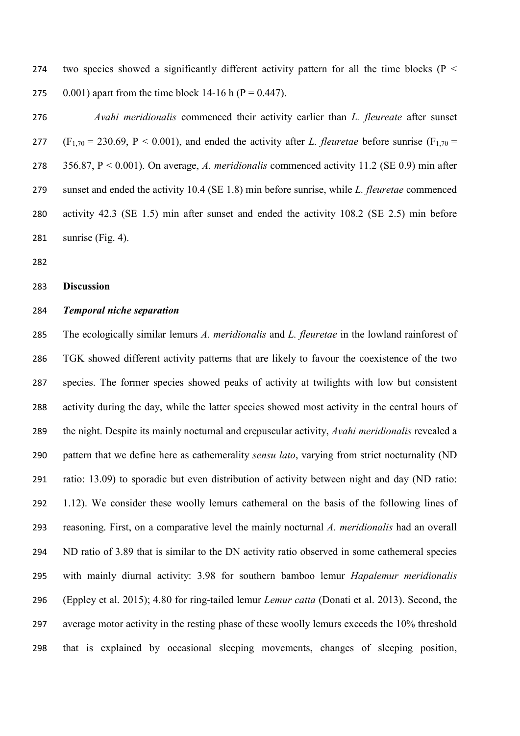two species showed a significantly different activity pattern for all the time blocks ($P < 0.001$) apart from the time block 14-16 h ($P = 0.447$).

*Avahi meridionalis* commenced their activity earlier than *L. fleureate* after sunset ($F_{1,70} = 230.69$, $P < 0.001$), and ended the activity after *L. fleuretae* before sunrise ($F_{1,70} = 356.87$, $P < 0.001$). On average, *A. meridionalis* commenced activity 11.2 (SE 0.9) min after sunset and ended the activity 10.4 (SE 1.8) min before sunrise, while *L. fleuretae* commenced activity 42.3 (SE 1.5) min after sunset and ended the activity 108.2 (SE 2.5) min before sunrise (Fig. 4).

## Discussion

### *Temporal niche separation*

The ecologically similar lemurs *A. meridionalis* and *L. fleuretae* in the lowland rainforest of TGK showed different activity patterns that are likely to favour the coexistence of the two species. The former species showed peaks of activity at twilights with low but consistent activity during the day, while the latter species showed most activity in the central hours of the night. Despite its mainly nocturnal and crepuscular activity, *Avahi meridionalis* revealed a pattern that we define here as cathemerality *sensu lato*, varying from strict nocturnality (ND ratio: 13.09) to sporadic but even distribution of activity between night and day (ND ratio: 1.12). We consider these woolly lemurs cathemeral on the basis of the following lines of reasoning. First, on a comparative level the mainly nocturnal *A. meridionalis* had an overall ND ratio of 3.89 that is similar to the DN activity ratio observed in some cathemeral species with mainly diurnal activity: 3.98 for southern bamboo lemur *Hapalemur meridionalis* (Eppley et al. 2015); 4.80 for ring-tailed lemur *Lemur catta* (Donati et al. 2013). Second, the average motor activity in the resting phase of these woolly lemurs exceeds the 10% threshold that is explained by occasional sleeping movements, changes of sleeping position,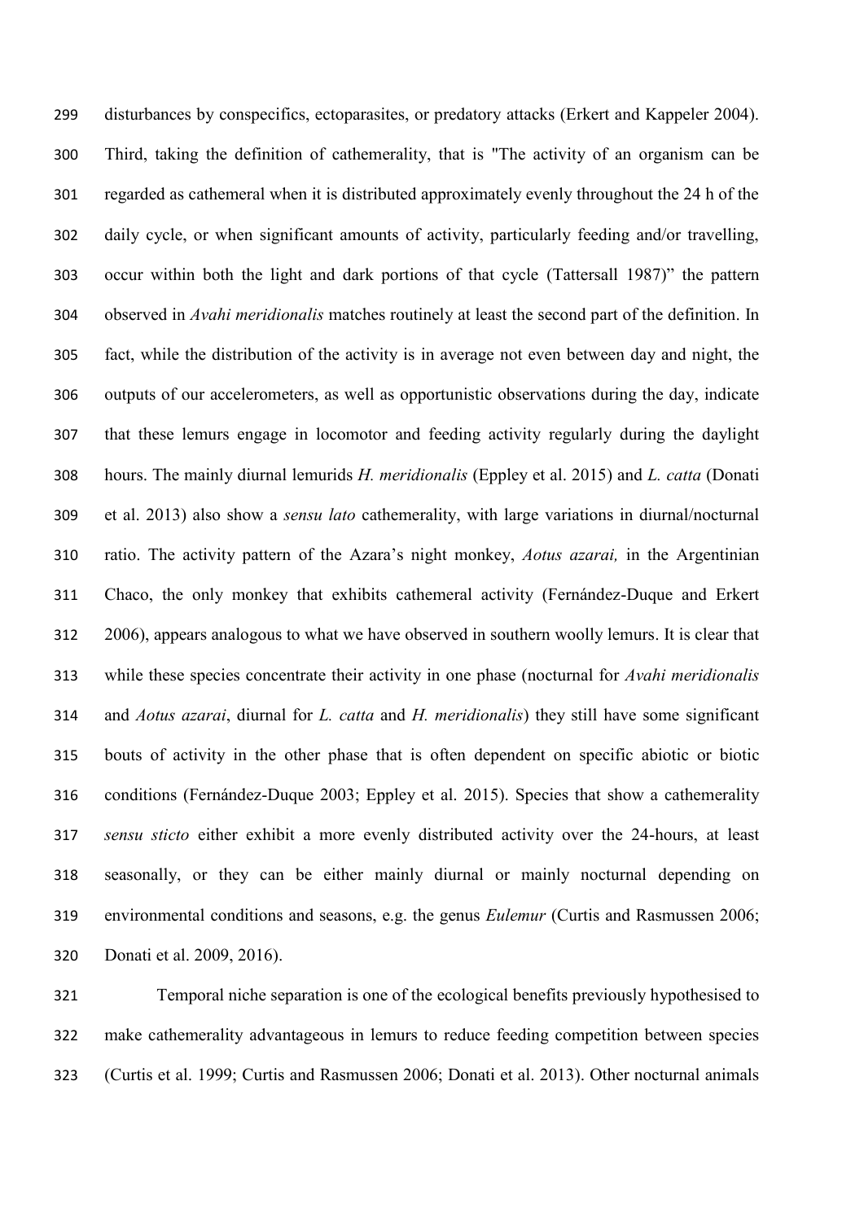disturbances by conspecifics, ectoparasites, or predatory attacks (Erkert and Kappeler 2004). Third, taking the definition of cathemerality, that is "The activity of an organism can be regarded as cathemeral when it is distributed approximately evenly throughout the 24 h of the daily cycle, or when significant amounts of activity, particularly feeding and/or travelling, occur within both the light and dark portions of that cycle (Tattersall 1987)" the pattern observed in *Avahi meridionalis* matches routinely at least the second part of the definition. In fact, while the distribution of the activity is in average not even between day and night, the outputs of our accelerometers, as well as opportunistic observations during the day, indicate that these lemurs engage in locomotor and feeding activity regularly during the daylight hours. The mainly diurnal lemurids *H. meridionalis* (Eppley et al. 2015) and *L. catta* (Donati et al. 2013) also show a *sensu lato* cathemerality, with large variations in diurnal/nocturnal ratio. The activity pattern of the Azara's night monkey, *Aotus azarai,* in the Argentinian Chaco, the only monkey that exhibits cathemeral activity (Fernández-Duque and Erkert 2006), appears analogous to what we have observed in southern woolly lemurs. It is clear that while these species concentrate their activity in one phase (nocturnal for *Avahi meridionalis* and *Aotus azarai*, diurnal for *L. catta* and *H. meridionalis*) they still have some significant bouts of activity in the other phase that is often dependent on specific abiotic or biotic conditions (Fernández-Duque 2003; Eppley et al. 2015). Species that show a cathemerality *sensu sticto* either exhibit a more evenly distributed activity over the 24-hours, at least seasonally, or they can be either mainly diurnal or mainly nocturnal depending on environmental conditions and seasons, e.g. the genus *Eulemur* (Curtis and Rasmussen 2006; Donati et al. 2009, 2016).

Temporal niche separation is one of the ecological benefits previously hypothesised to make cathemerality advantageous in lemurs to reduce feeding competition between species (Curtis et al. 1999; Curtis and Rasmussen 2006; Donati et al. 2013). Other nocturnal animals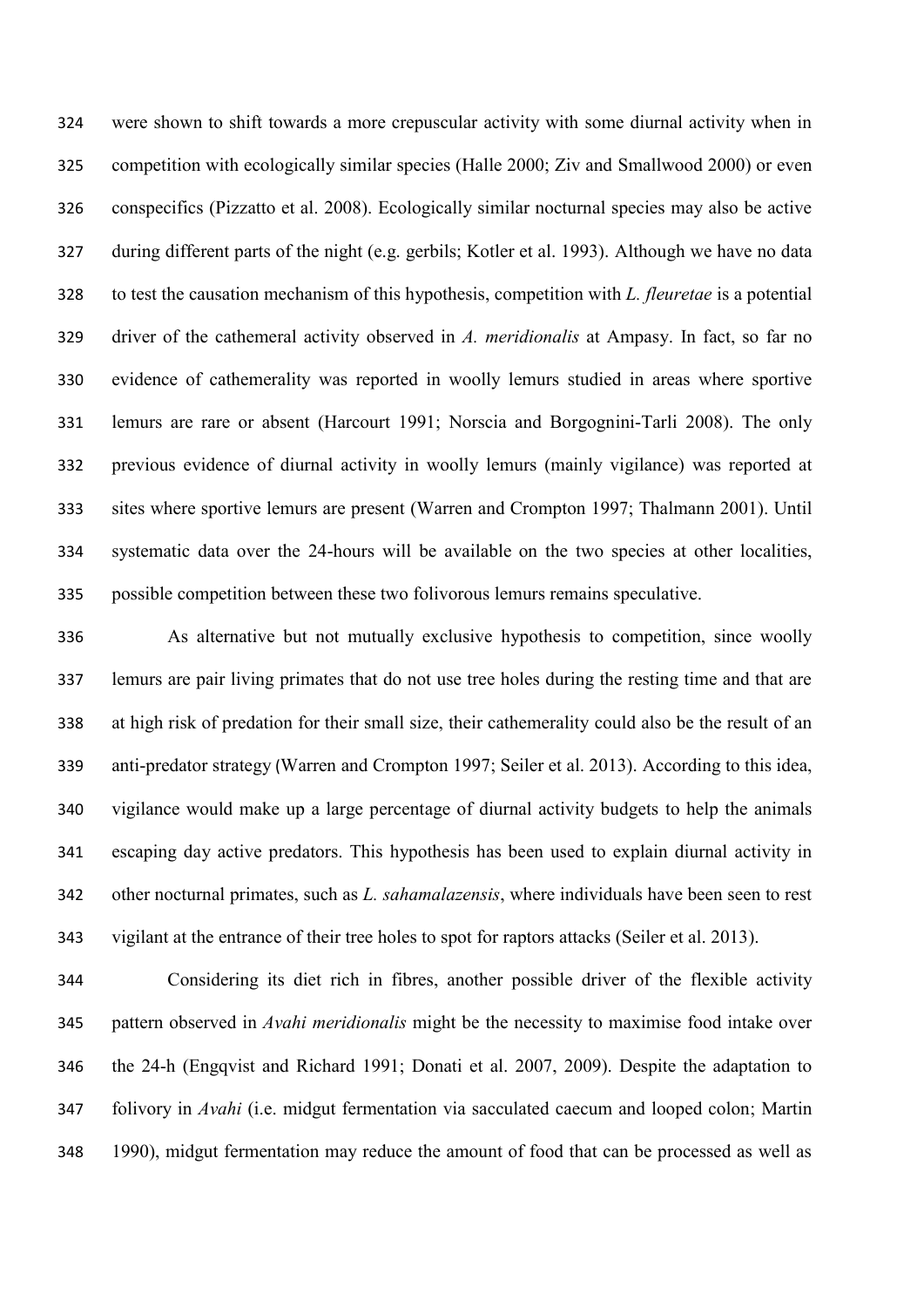were shown to shift towards a more crepuscular activity with some diurnal activity when in competition with ecologically similar species (Halle 2000; Ziv and Smallwood 2000) or even conspecifics (Pizzatto et al. 2008). Ecologically similar nocturnal species may also be active during different parts of the night (e.g. gerbils; Kotler et al. 1993). Although we have no data to test the causation mechanism of this hypothesis, competition with *L. fleuretae* is a potential driver of the cathemeral activity observed in *A. meridionalis* at Ampasy. In fact, so far no evidence of cathemerality was reported in woolly lemurs studied in areas where sportive lemurs are rare or absent (Harcourt 1991; Norscia and Borgognini-Tarli 2008). The only previous evidence of diurnal activity in woolly lemurs (mainly vigilance) was reported at sites where sportive lemurs are present (Warren and Crompton 1997; Thalmann 2001). Until systematic data over the 24-hours will be available on the two species at other localities, possible competition between these two folivorous lemurs remains speculative.

As alternative but not mutually exclusive hypothesis to competition, since woolly lemurs are pair living primates that do not use tree holes during the resting time and that are at high risk of predation for their small size, their cathemerality could also be the result of an anti-predator strategy (Warren and Crompton 1997; Seiler et al. 2013). According to this idea, vigilance would make up a large percentage of diurnal activity budgets to help the animals escaping day active predators. This hypothesis has been used to explain diurnal activity in other nocturnal primates, such as *L. sahamalazensis*, where individuals have been seen to rest vigilant at the entrance of their tree holes to spot for raptors attacks (Seiler et al. 2013).

Considering its diet rich in fibres, another possible driver of the flexible activity pattern observed in *Avahi meridionalis* might be the necessity to maximise food intake over the 24-h (Engqvist and Richard 1991; Donati et al. 2007, 2009). Despite the adaptation to folivory in *Avahi* (i.e. midgut fermentation via sacculated caecum and looped colon; Martin 1990), midgut fermentation may reduce the amount of food that can be processed as well as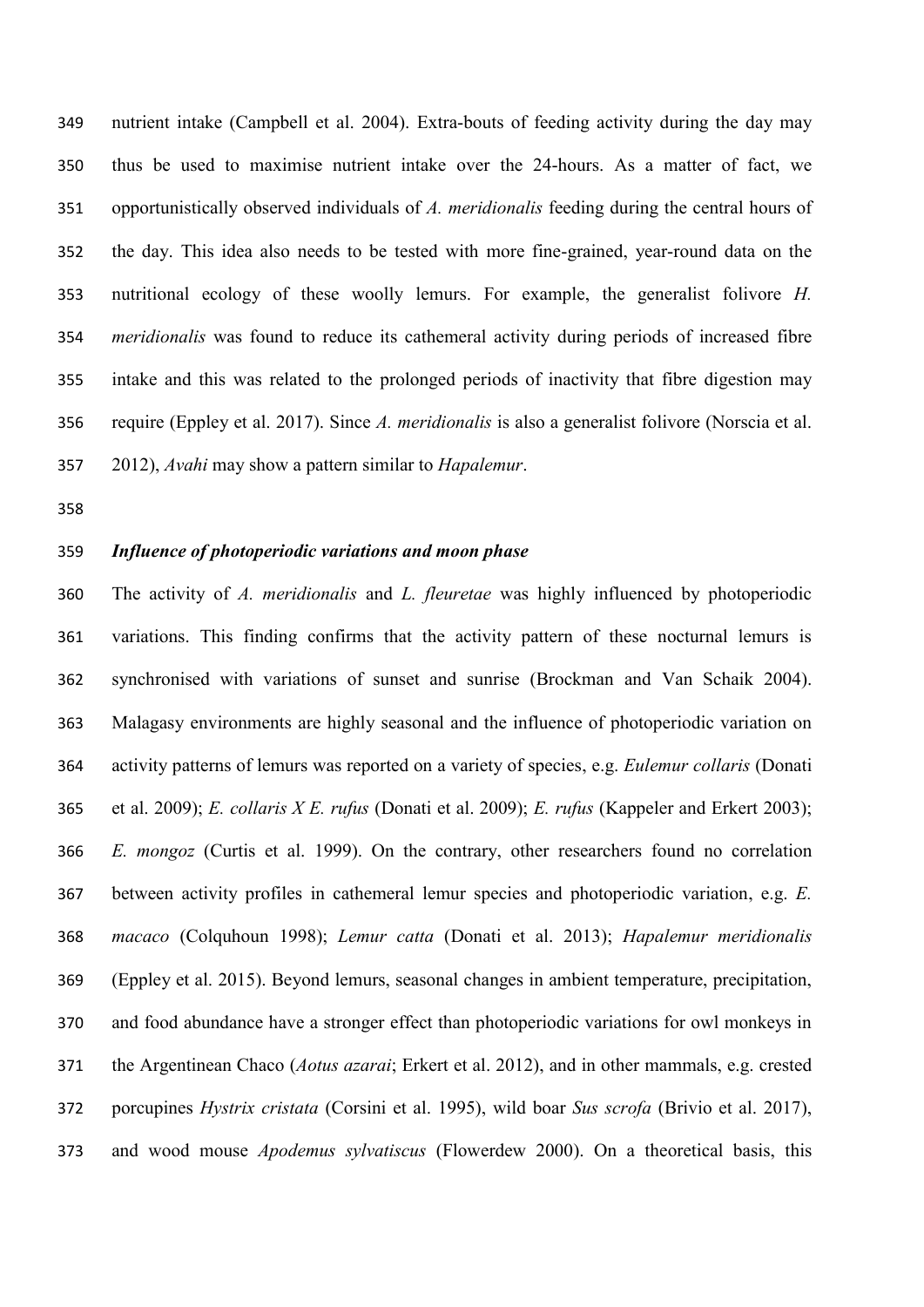nutrient intake (Campbell et al. 2004). Extra-bouts of feeding activity during the day may thus be used to maximise nutrient intake over the 24-hours. As a matter of fact, we opportunistically observed individuals of *A. meridionalis* feeding during the central hours of the day. This idea also needs to be tested with more fine-grained, year-round data on the nutritional ecology of these woolly lemurs. For example, the generalist folivore *H. meridionalis* was found to reduce its cathemeral activity during periods of increased fibre intake and this was related to the prolonged periods of inactivity that fibre digestion may require (Eppley et al. 2017). Since *A. meridionalis* is also a generalist folivore (Norscia et al. 2012), *Avahi* may show a pattern similar to *Hapalemur*.

### *Influence of photoperiodic variations and moon phase*

The activity of *A. meridionalis* and *L. fleuretae* was highly influenced by photoperiodic variations. This finding confirms that the activity pattern of these nocturnal lemurs is synchronised with variations of sunset and sunrise (Brockman and Van Schaik 2004). Malagasy environments are highly seasonal and the influence of photoperiodic variation on activity patterns of lemurs was reported on a variety of species, e.g. *Eulemur collaris* (Donati et al. 2009); *E. collaris X E. rufus* (Donati et al. 2009); *E. rufus* (Kappeler and Erkert 2003); *E. mongoz* (Curtis et al. 1999). On the contrary, other researchers found no correlation between activity profiles in cathemeral lemur species and photoperiodic variation, e.g. *E. macaco* (Colquhoun 1998); *Lemur catta* (Donati et al. 2013); *Hapalemur meridionalis* (Eppley et al. 2015). Beyond lemurs, seasonal changes in ambient temperature, precipitation, and food abundance have a stronger effect than photoperiodic variations for owl monkeys in the Argentinean Chaco (*Aotus azarai*; Erkert et al. 2012), and in other mammals, e.g. crested porcupines *Hystrix cristata* (Corsini et al. 1995), wild boar *Sus scrofa* (Brivio et al. 2017), and wood mouse *Apodemus sylvatiscus* (Flowerdew 2000). On a theoretical basis, this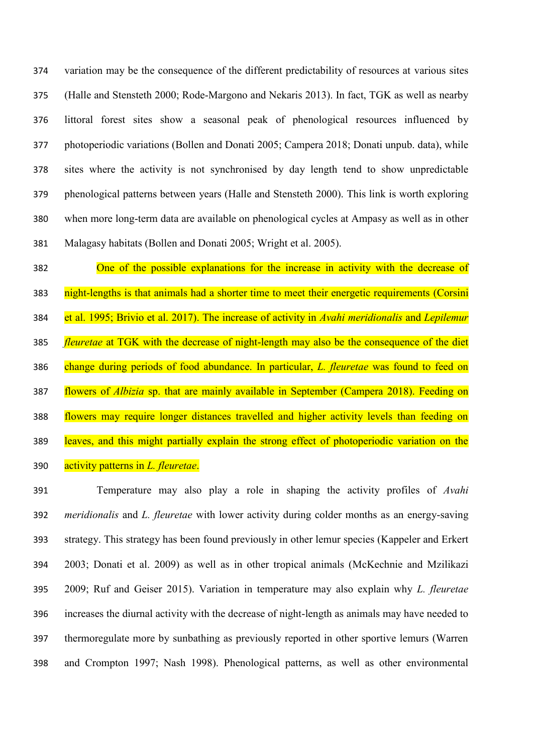variation may be the consequence of the different predictability of resources at various sites (Halle and Stensteth 2000; Rode-Margono and Nekaris 2013). In fact, TGK as well as nearby littoral forest sites show a seasonal peak of phenological resources influenced by photoperiodic variations (Bollen and Donati 2005; Campera 2018; Donati unpub. data), while sites where the activity is not synchronised by day length tend to show unpredictable phenological patterns between years (Halle and Stensteth 2000). This link is worth exploring when more long-term data are available on phenological cycles at Ampasy as well as in other Malagasy habitats (Bollen and Donati 2005; Wright et al. 2005).

One of the possible explanations for the increase in activity with the decrease of night-lengths is that animals had a shorter time to meet their energetic requirements (Corsini et al. 1995; Brivio et al. 2017). The increase of activity in *Avahi meridionalis* and *Lepilemur fleuretae* at TGK with the decrease of night-length may also be the consequence of the diet change during periods of food abundance. In particular, *L. fleuretae* was found to feed on flowers of *Albizia* sp. that are mainly available in September (Campera 2018). Feeding on flowers may require longer distances travelled and higher activity levels than feeding on leaves, and this might partially explain the strong effect of photoperiodic variation on the activity patterns in *L. fleuretae*.

Temperature may also play a role in shaping the activity profiles of *Avahi meridionalis* and *L. fleuretae* with lower activity during colder months as an energy-saving strategy. This strategy has been found previously in other lemur species (Kappeler and Erkert 2003; Donati et al. 2009) as well as in other tropical animals (McKechnie and Mzilikazi 2009; Ruf and Geiser 2015). Variation in temperature may also explain why *L. fleuretae* increases the diurnal activity with the decrease of night-length as animals may have needed to thermoregulate more by sunbathing as previously reported in other sportive lemurs (Warren and Crompton 1997; Nash 1998). Phenological patterns, as well as other environmental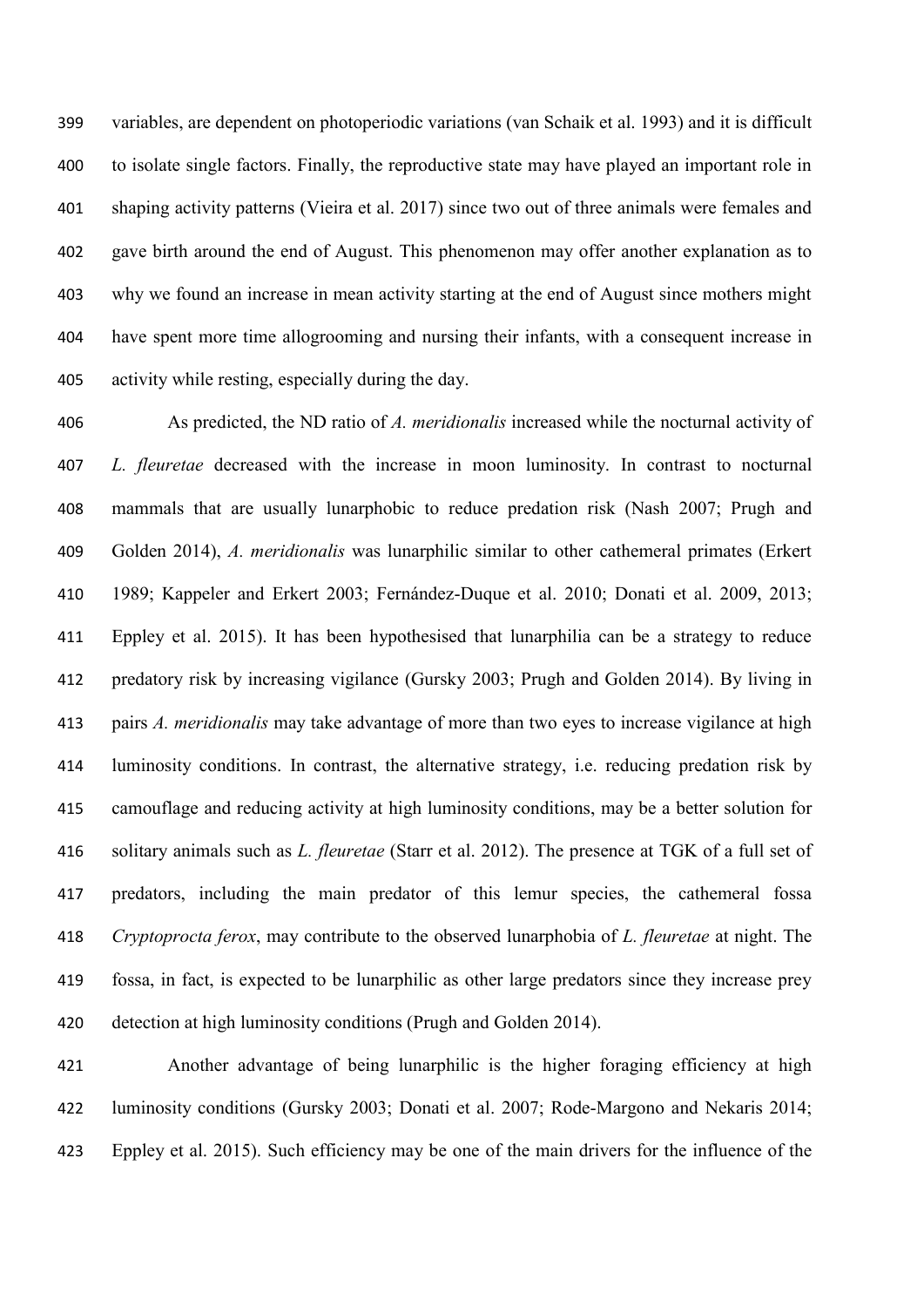variables, are dependent on photoperiodic variations (van Schaik et al. 1993) and it is difficult to isolate single factors. Finally, the reproductive state may have played an important role in shaping activity patterns (Vieira et al. 2017) since two out of three animals were females and gave birth around the end of August. This phenomenon may offer another explanation as to why we found an increase in mean activity starting at the end of August since mothers might have spent more time allogrooming and nursing their infants, with a consequent increase in activity while resting, especially during the day.

As predicted, the ND ratio of *A. meridionalis* increased while the nocturnal activity of *L. fleuretae* decreased with the increase in moon luminosity. In contrast to nocturnal mammals that are usually lunarphobic to reduce predation risk (Nash 2007; Prugh and Golden 2014), *A. meridionalis* was lunarphilic similar to other cathemeral primates (Erkert 1989; Kappeler and Erkert 2003; Fernández-Duque et al. 2010; Donati et al. 2009, 2013; Eppley et al. 2015). It has been hypothesised that lunarphilia can be a strategy to reduce predatory risk by increasing vigilance (Gursky 2003; Prugh and Golden 2014). By living in pairs *A. meridionalis* may take advantage of more than two eyes to increase vigilance at high luminosity conditions. In contrast, the alternative strategy, i.e. reducing predation risk by camouflage and reducing activity at high luminosity conditions, may be a better solution for solitary animals such as *L. fleuretae* (Starr et al. 2012). The presence at TGK of a full set of predators, including the main predator of this lemur species, the cathemeral fossa *Cryptoprocta ferox*, may contribute to the observed lunarphobia of *L. fleuretae* at night. The fossa, in fact, is expected to be lunarphilic as other large predators since they increase prey detection at high luminosity conditions (Prugh and Golden 2014).

Another advantage of being lunarphilic is the higher foraging efficiency at high luminosity conditions (Gursky 2003; Donati et al. 2007; Rode-Margono and Nekaris 2014; Eppley et al. 2015). Such efficiency may be one of the main drivers for the influence of the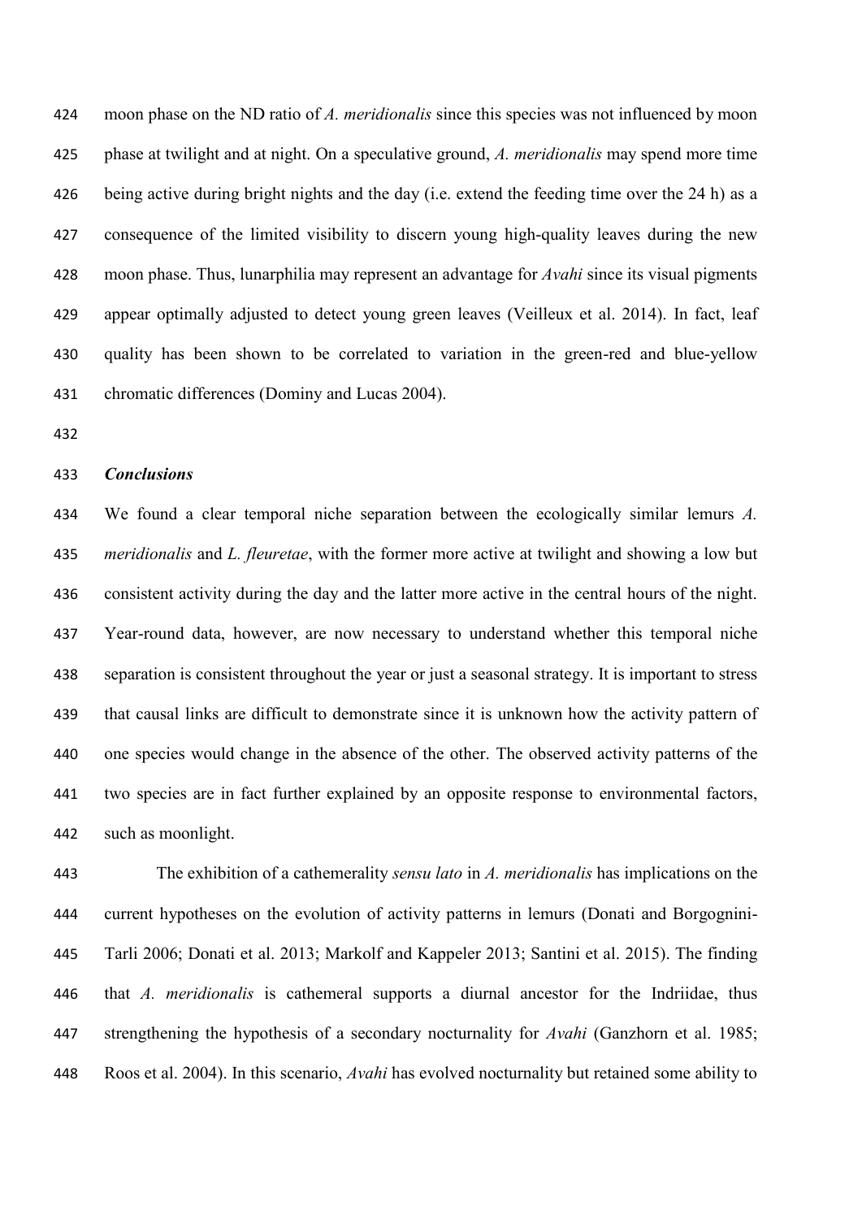moon phase on the ND ratio of *A. meridionalis* since this species was not influenced by moon phase at twilight and at night. On a speculative ground, *A. meridionalis* may spend more time being active during bright nights and the day (i.e. extend the feeding time over the 24 h) as a consequence of the limited visibility to discern young high-quality leaves during the new moon phase. Thus, lunarphilia may represent an advantage for *Avahi* since its visual pigments appear optimally adjusted to detect young green leaves (Veilleux et al. 2014). In fact, leaf quality has been shown to be correlated to variation in the green-red and blue-yellow chromatic differences (Dominy and Lucas 2004).

### *Conclusions*

We found a clear temporal niche separation between the ecologically similar lemurs *A. meridionalis* and *L. fleuretae*, with the former more active at twilight and showing a low but consistent activity during the day and the latter more active in the central hours of the night. Year-round data, however, are now necessary to understand whether this temporal niche separation is consistent throughout the year or just a seasonal strategy. It is important to stress that causal links are difficult to demonstrate since it is unknown how the activity pattern of one species would change in the absence of the other. The observed activity patterns of the two species are in fact further explained by an opposite response to environmental factors, such as moonlight.

The exhibition of a cathemerality *sensu lato* in *A. meridionalis* has implications on the current hypotheses on the evolution of activity patterns in lemurs (Donati and Borgognini-Tarli 2006; Donati et al. 2013; Markolf and Kappeler 2013; Santini et al. 2015). The finding that *A. meridionalis* is cathemeral supports a diurnal ancestor for the Indriidae, thus strengthening the hypothesis of a secondary nocturnality for *Avahi* (Ganzhorn et al. 1985; Roos et al. 2004). In this scenario, *Avahi* has evolved nocturnality but retained some ability to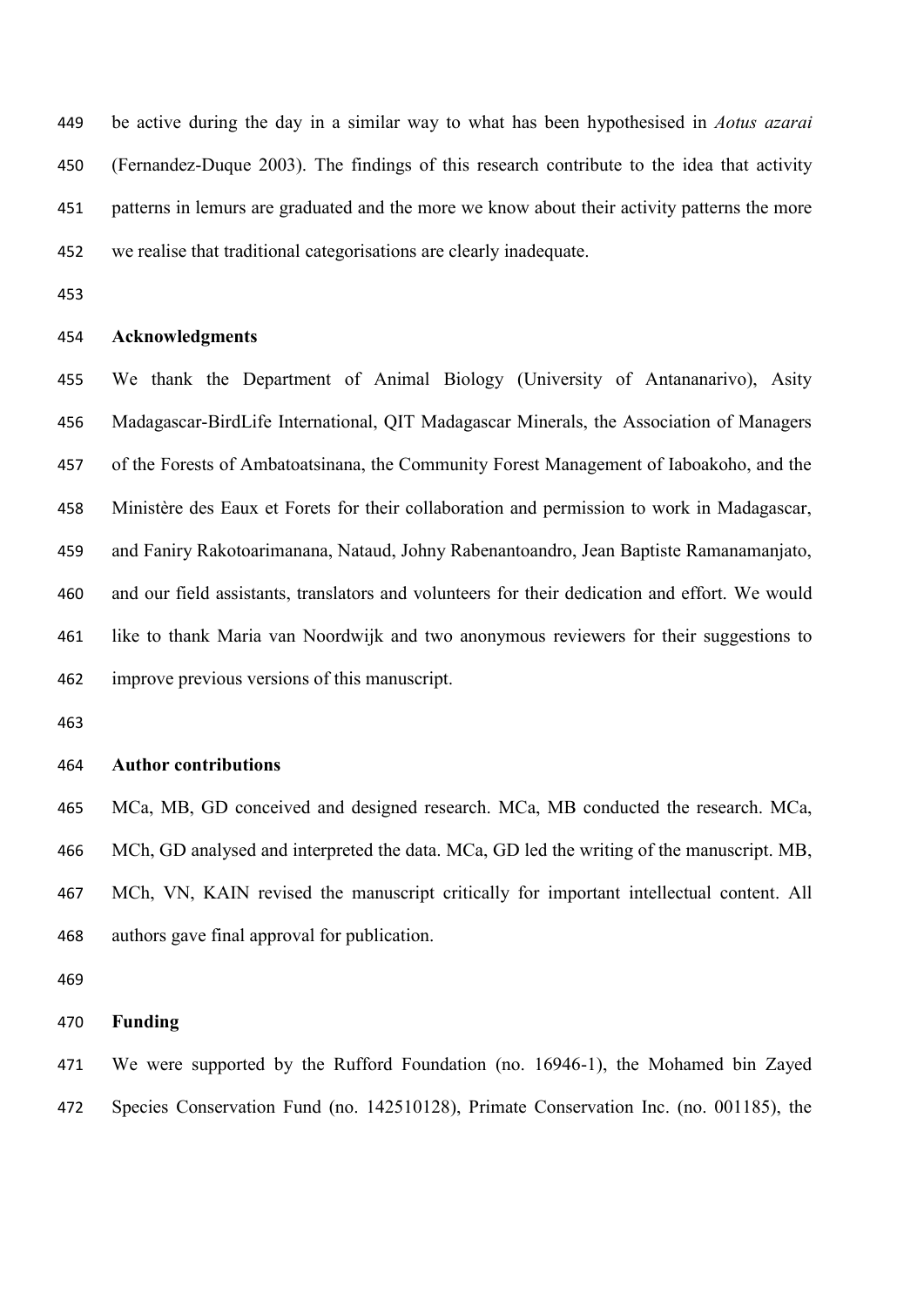be active during the day in a similar way to what has been hypothesised in *Aotus azarai* (Fernandez-Duque 2003). The findings of this research contribute to the idea that activity patterns in lemurs are graduated and the more we know about their activity patterns the more we realise that traditional categorisations are clearly inadequate.

## Acknowledgments

We thank the Department of Animal Biology (University of Antananarivo), Asity Madagascar-BirdLife International, QIT Madagascar Minerals, the Association of Managers of the Forests of Ambatoatsinana, the Community Forest Management of Iaboakoho, and the Ministère des Eaux et Forets for their collaboration and permission to work in Madagascar, and Faniry Rakotoarimanana, Nataud, Johny Rabenantoandro, Jean Baptiste Ramanamanjato, and our field assistants, translators and volunteers for their dedication and effort. We would like to thank Maria van Noordwijk and two anonymous reviewers for their suggestions to improve previous versions of this manuscript.

## Author contributions

MCa, MB, GD conceived and designed research. MCa, MB conducted the research. MCa, MCh, GD analysed and interpreted the data. MCa, GD led the writing of the manuscript. MB, MCh, VN, KAIN revised the manuscript critically for important intellectual content. All authors gave final approval for publication.

## Funding

We were supported by the Rufford Foundation (no. 16946-1), the Mohamed bin Zayed Species Conservation Fund (no. 142510128), Primate Conservation Inc. (no. 001185), the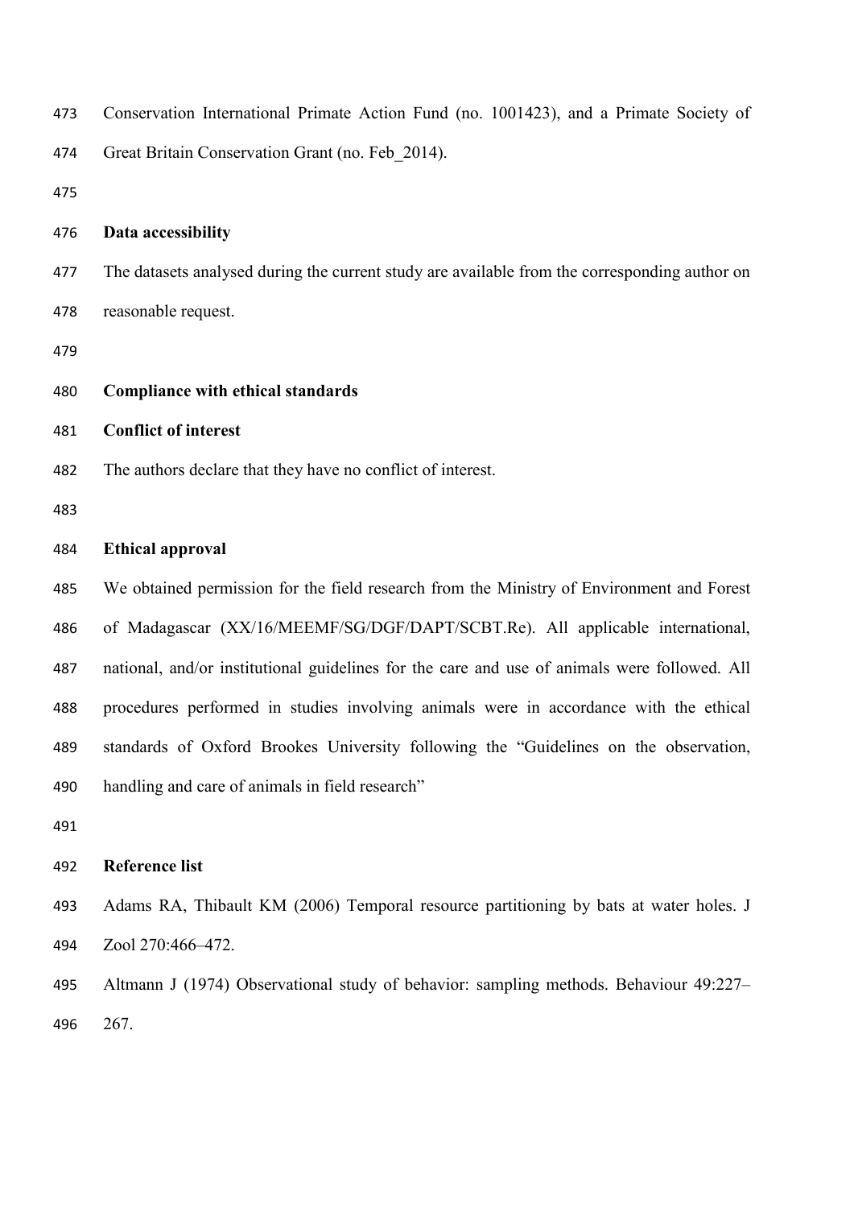Conservation International Primate Action Fund (no. 1001423), and a Primate Society of Great Britain Conservation Grant (no. Feb_2014).

## Data accessibility

The datasets analysed during the current study are available from the corresponding author on reasonable request.

## Compliance with ethical standards

### Conflict of interest

The authors declare that they have no conflict of interest.

### Ethical approval

We obtained permission for the field research from the Ministry of Environment and Forest of Madagascar (XX/16/MEEMF/SG/DGF/DAPT/SCBT.Re). All applicable international, national, and/or institutional guidelines for the care and use of animals were followed. All procedures performed in studies involving animals were in accordance with the ethical standards of Oxford Brookes University following the "Guidelines on the observation, handling and care of animals in field research"

## Reference list

Adams RA, Thibault KM (2006) Temporal resource partitioning by bats at water holes. J Zool 270:466–472.

Altmann J (1974) Observational study of behavior: sampling methods. Behaviour 49:227–267.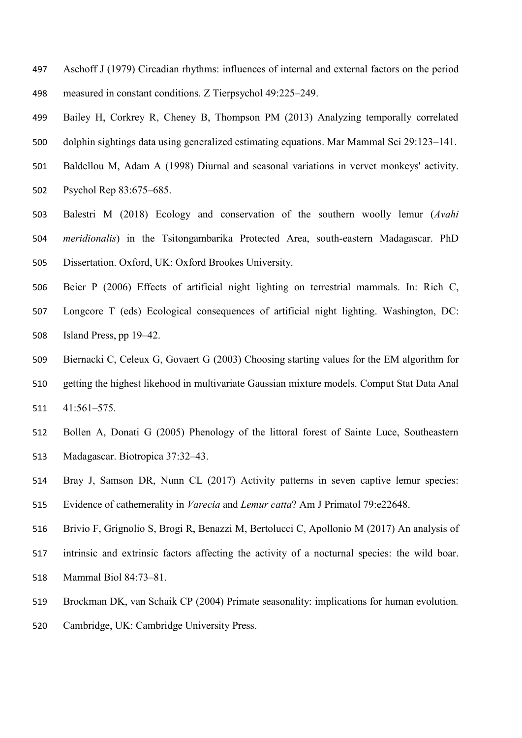Aschoff J (1979) Circadian rhythms: influences of internal and external factors on the period measured in constant conditions. Z Tierpsychol 49:225–249.

Bailey H, Corkrey R, Cheney B, Thompson PM (2013) Analyzing temporally correlated dolphin sightings data using generalized estimating equations. Mar Mammal Sci 29:123–141.

Baldellou M, Adam A (1998) Diurnal and seasonal variations in vervet monkeys' activity. Psychol Rep 83:675–685.

Balestri M (2018) Ecology and conservation of the southern woolly lemur (*Avahi meridionalis*) in the Tsitongambarika Protected Area, south-eastern Madagascar. PhD Dissertation. Oxford, UK: Oxford Brookes University.

Beier P (2006) Effects of artificial night lighting on terrestrial mammals. In: Rich C, Longcore T (eds) Ecological consequences of artificial night lighting. Washington, DC: Island Press, pp 19–42.

Biernacki C, Celeux G, Govaert G (2003) Choosing starting values for the EM algorithm for getting the highest likehood in multivariate Gaussian mixture models. Comput Stat Data Anal 41:561–575.

Bollen A, Donati G (2005) Phenology of the littoral forest of Sainte Luce, Southeastern Madagascar. Biotropica 37:32–43.

Bray J, Samson DR, Nunn CL (2017) Activity patterns in seven captive lemur species: Evidence of cathemerality in *Varecia* and *Lemur catta*? Am J Primatol 79:e22648.

Brivio F, Grignolio S, Brogi R, Benazzi M, Bertolucci C, Apollonio M (2017) An analysis of intrinsic and extrinsic factors affecting the activity of a nocturnal species: the wild boar. Mammal Biol 84:73–81.

Brockman DK, van Schaik CP (2004) Primate seasonality: implications for human evolution*.* Cambridge, UK: Cambridge University Press.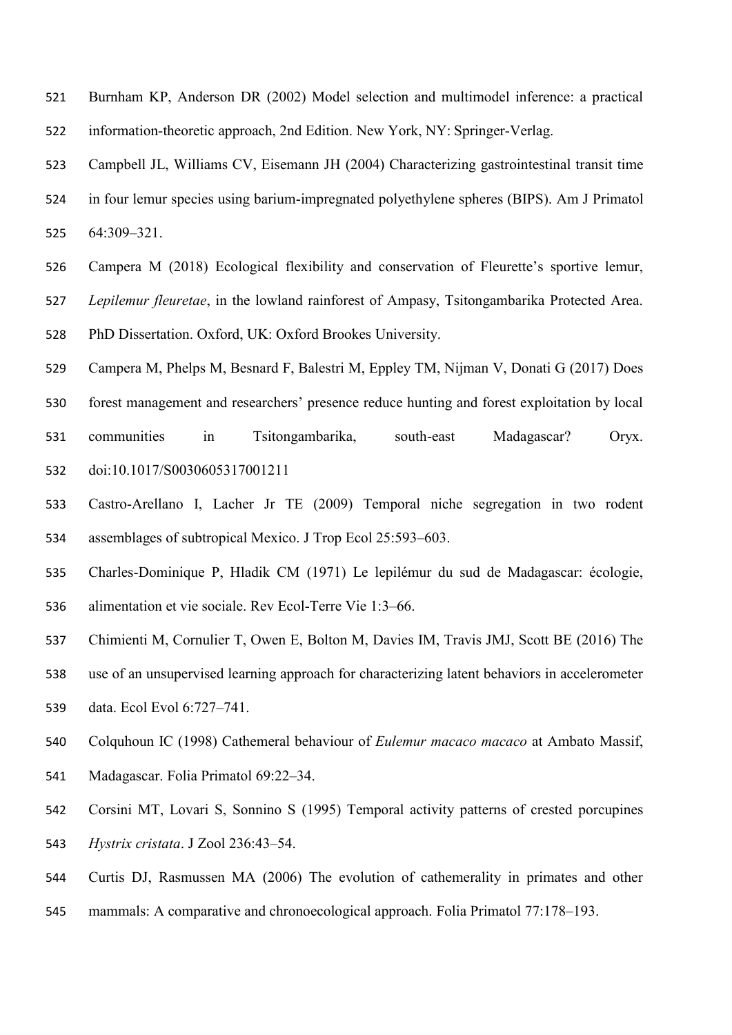Burnham KP, Anderson DR (2002) Model selection and multimodel inference: a practical information-theoretic approach, 2nd Edition. New York, NY: Springer-Verlag.

Campbell JL, Williams CV, Eisemann JH (2004) Characterizing gastrointestinal transit time in four lemur species using barium-impregnated polyethylene spheres (BIPS). Am J Primatol 64:309–321.

Campera M (2018) Ecological flexibility and conservation of Fleurette's sportive lemur, *Lepilemur fleuretae*, in the lowland rainforest of Ampasy, Tsitongambarika Protected Area. PhD Dissertation. Oxford, UK: Oxford Brookes University.

Campera M, Phelps M, Besnard F, Balestri M, Eppley TM, Nijman V, Donati G (2017) Does forest management and researchers' presence reduce hunting and forest exploitation by local communities in Tsitongambarika, south-east Madagascar? Oryx. doi:10.1017/S0030605317001211

Castro-Arellano I, Lacher Jr TE (2009) Temporal niche segregation in two rodent assemblages of subtropical Mexico. J Trop Ecol 25:593–603.

Charles-Dominique P, Hladik CM (1971) Le lepilémur du sud de Madagascar: écologie, alimentation et vie sociale. Rev Ecol-Terre Vie 1:3–66.

Chimienti M, Cornulier T, Owen E, Bolton M, Davies IM, Travis JMJ, Scott BE (2016) The use of an unsupervised learning approach for characterizing latent behaviors in accelerometer data. Ecol Evol 6:727–741.

Colquhoun IC (1998) Cathemeral behaviour of *Eulemur macaco macaco* at Ambato Massif, Madagascar. Folia Primatol 69:22–34.

Corsini MT, Lovari S, Sonnino S (1995) Temporal activity patterns of crested porcupines *Hystrix cristata*. J Zool 236:43–54.

Curtis DJ, Rasmussen MA (2006) The evolution of cathemerality in primates and other mammals: A comparative and chronoecological approach. Folia Primatol 77:178–193.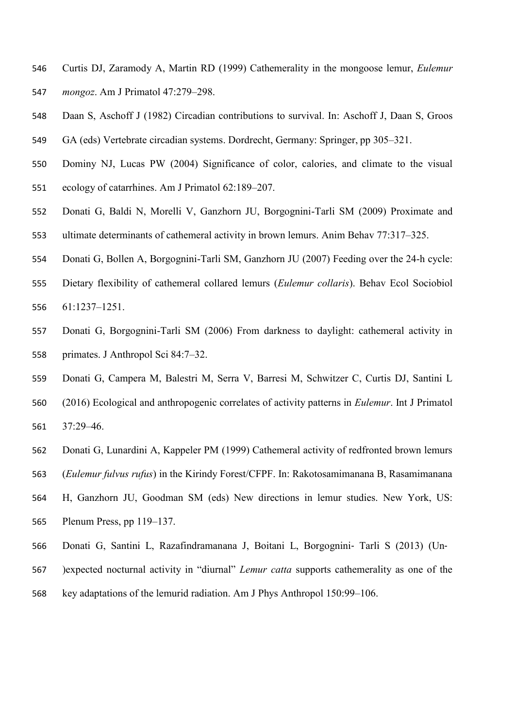Curtis DJ, Zaramody A, Martin RD (1999) Cathemerality in the mongoose lemur, *Eulemur mongoz*. Am J Primatol 47:279–298.

Daan S, Aschoff J (1982) Circadian contributions to survival. In: Aschoff J, Daan S, Groos GA (eds) Vertebrate circadian systems. Dordrecht, Germany: Springer, pp 305–321.

Dominy NJ, Lucas PW (2004) Significance of color, calories, and climate to the visual ecology of catarrhines. Am J Primatol 62:189–207.

Donati G, Baldi N, Morelli V, Ganzhorn JU, Borgognini-Tarli SM (2009) Proximate and ultimate determinants of cathemeral activity in brown lemurs. Anim Behav 77:317–325.

Donati G, Bollen A, Borgognini-Tarli SM, Ganzhorn JU (2007) Feeding over the 24-h cycle: Dietary flexibility of cathemeral collared lemurs (*Eulemur collaris*). Behav Ecol Sociobiol 61:1237–1251.

Donati G, Borgognini-Tarli SM (2006) From darkness to daylight: cathemeral activity in primates. J Anthropol Sci 84:7–32.

Donati G, Campera M, Balestri M, Serra V, Barresi M, Schwitzer C, Curtis DJ, Santini L (2016) Ecological and anthropogenic correlates of activity patterns in *Eulemur*. Int J Primatol 37:29–46.

Donati G, Lunardini A, Kappeler PM (1999) Cathemeral activity of redfronted brown lemurs (*Eulemur fulvus rufus*) in the Kirindy Forest/CFPF. In: Rakotosamimanana B, Rasamimanana H, Ganzhorn JU, Goodman SM (eds) New directions in lemur studies. New York, US: Plenum Press, pp 119–137.

Donati G, Santini L, Razafindramanana J, Boitani L, Borgognini- Tarli S (2013) (Un-)expected nocturnal activity in "diurnal" *Lemur catta* supports cathemerality as one of the key adaptations of the lemurid radiation. Am J Phys Anthropol 150:99–106.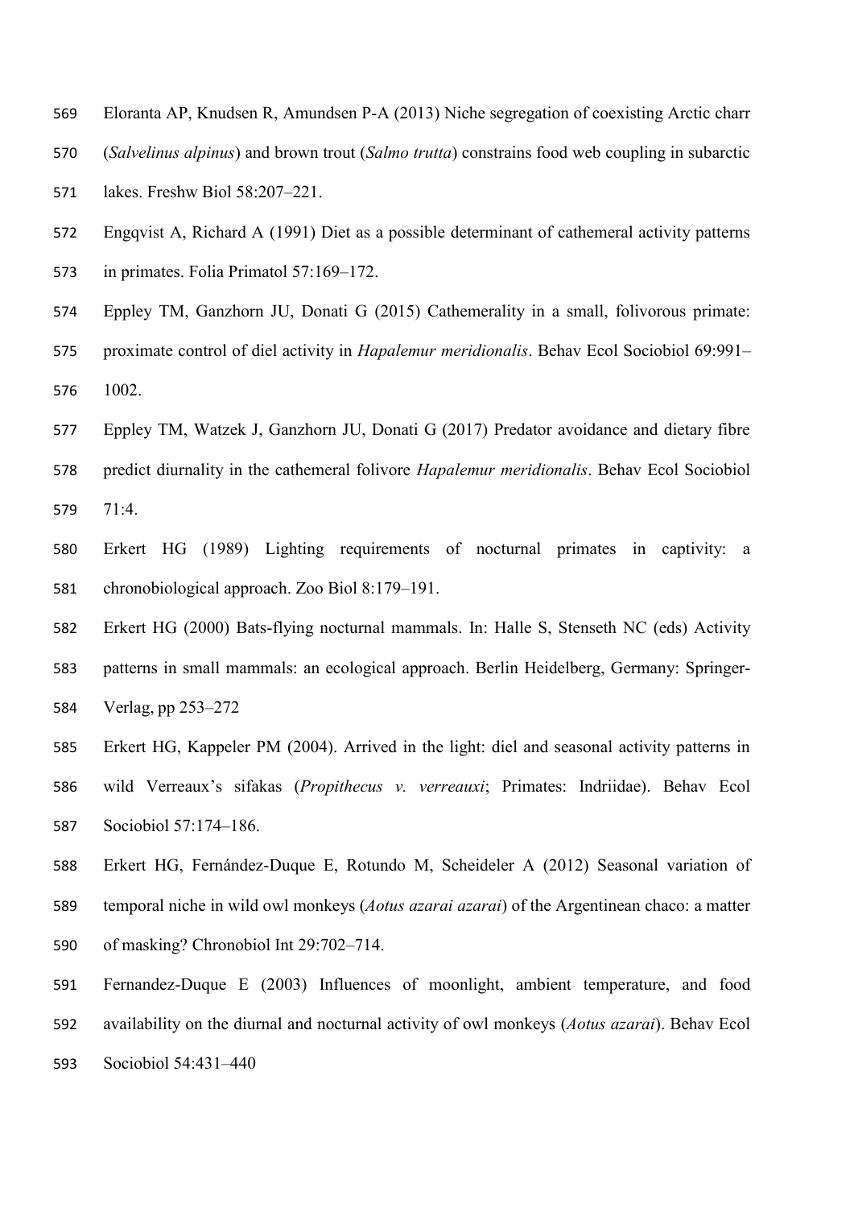Eloranta AP, Knudsen R, Amundsen P-A (2013) Niche segregation of coexisting Arctic charr (*Salvelinus alpinus*) and brown trout (*Salmo trutta*) constrains food web coupling in subarctic lakes. Freshw Biol 58:207–221.

Engqvist A, Richard A (1991) Diet as a possible determinant of cathemeral activity patterns in primates. Folia Primatol 57:169–172.

Eppley TM, Ganzhorn JU, Donati G (2015) Cathemerality in a small, folivorous primate: proximate control of diel activity in *Hapalemur meridionalis*. Behav Ecol Sociobiol 69:991–1002.

Eppley TM, Watzek J, Ganzhorn JU, Donati G (2017) Predator avoidance and dietary fibre predict diurnality in the cathemeral folivore *Hapalemur meridionalis*. Behav Ecol Sociobiol 71:4.

Erkert HG (1989) Lighting requirements of nocturnal primates in captivity: a chronobiological approach. Zoo Biol 8:179–191.

Erkert HG (2000) Bats-flying nocturnal mammals. In: Halle S, Stenseth NC (eds) Activity patterns in small mammals: an ecological approach. Berlin Heidelberg, Germany: Springer-Verlag, pp 253–272

Erkert HG, Kappeler PM (2004). Arrived in the light: diel and seasonal activity patterns in wild Verreaux's sifakas (*Propithecus v. verreauxi*; Primates: Indriidae). Behav Ecol Sociobiol 57:174–186.

Erkert HG, Fernández-Duque E, Rotundo M, Scheideler A (2012) Seasonal variation of temporal niche in wild owl monkeys (*Aotus azarai azarai*) of the Argentinean chaco: a matter of masking? Chronobiol Int 29:702–714.

Fernandez-Duque E (2003) Influences of moonlight, ambient temperature, and food availability on the diurnal and nocturnal activity of owl monkeys (*Aotus azarai*). Behav Ecol Sociobiol 54:431–440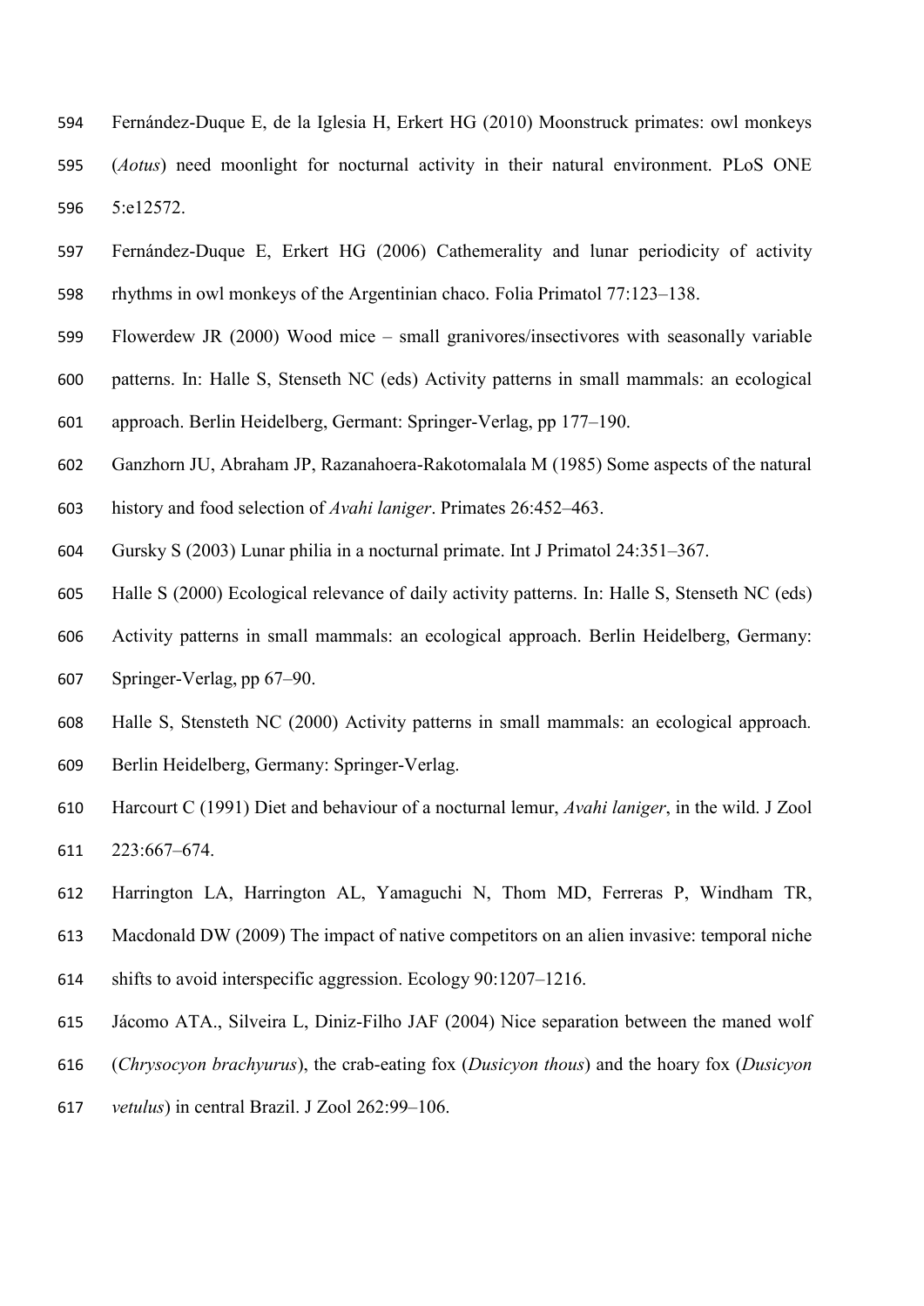Fernández-Duque E, de la Iglesia H, Erkert HG (2010) Moonstruck primates: owl monkeys (*Aotus*) need moonlight for nocturnal activity in their natural environment. PLoS ONE 5:e12572.

Fernández-Duque E, Erkert HG (2006) Cathemerality and lunar periodicity of activity rhythms in owl monkeys of the Argentinian chaco. Folia Primatol 77:123–138.

Flowerdew JR (2000) Wood mice – small granivores/insectivores with seasonally variable patterns. In: Halle S, Stenseth NC (eds) Activity patterns in small mammals: an ecological approach. Berlin Heidelberg, Germant: Springer-Verlag, pp 177–190.

Ganzhorn JU, Abraham JP, Razanahoera-Rakotomalala M (1985) Some aspects of the natural history and food selection of *Avahi laniger*. Primates 26:452–463.

Gursky S (2003) Lunar philia in a nocturnal primate. Int J Primatol 24:351–367.

Halle S (2000) Ecological relevance of daily activity patterns. In: Halle S, Stenseth NC (eds) Activity patterns in small mammals: an ecological approach. Berlin Heidelberg, Germany: Springer-Verlag, pp 67–90.

Halle S, Stensteth NC (2000) Activity patterns in small mammals: an ecological approach. Berlin Heidelberg, Germany: Springer-Verlag.

Harcourt C (1991) Diet and behaviour of a nocturnal lemur, *Avahi laniger*, in the wild. J Zool 223:667–674.

Harrington LA, Harrington AL, Yamaguchi N, Thom MD, Ferreras P, Windham TR, Macdonald DW (2009) The impact of native competitors on an alien invasive: temporal niche shifts to avoid interspecific aggression. Ecology 90:1207–1216.

Jácomo ATA., Silveira L, Diniz-Filho JAF (2004) Nice separation between the maned wolf (*Chrysocyon brachyurus*), the crab-eating fox (*Dusicyon thous*) and the hoary fox (*Dusicyon vetulus*) in central Brazil. J Zool 262:99–106.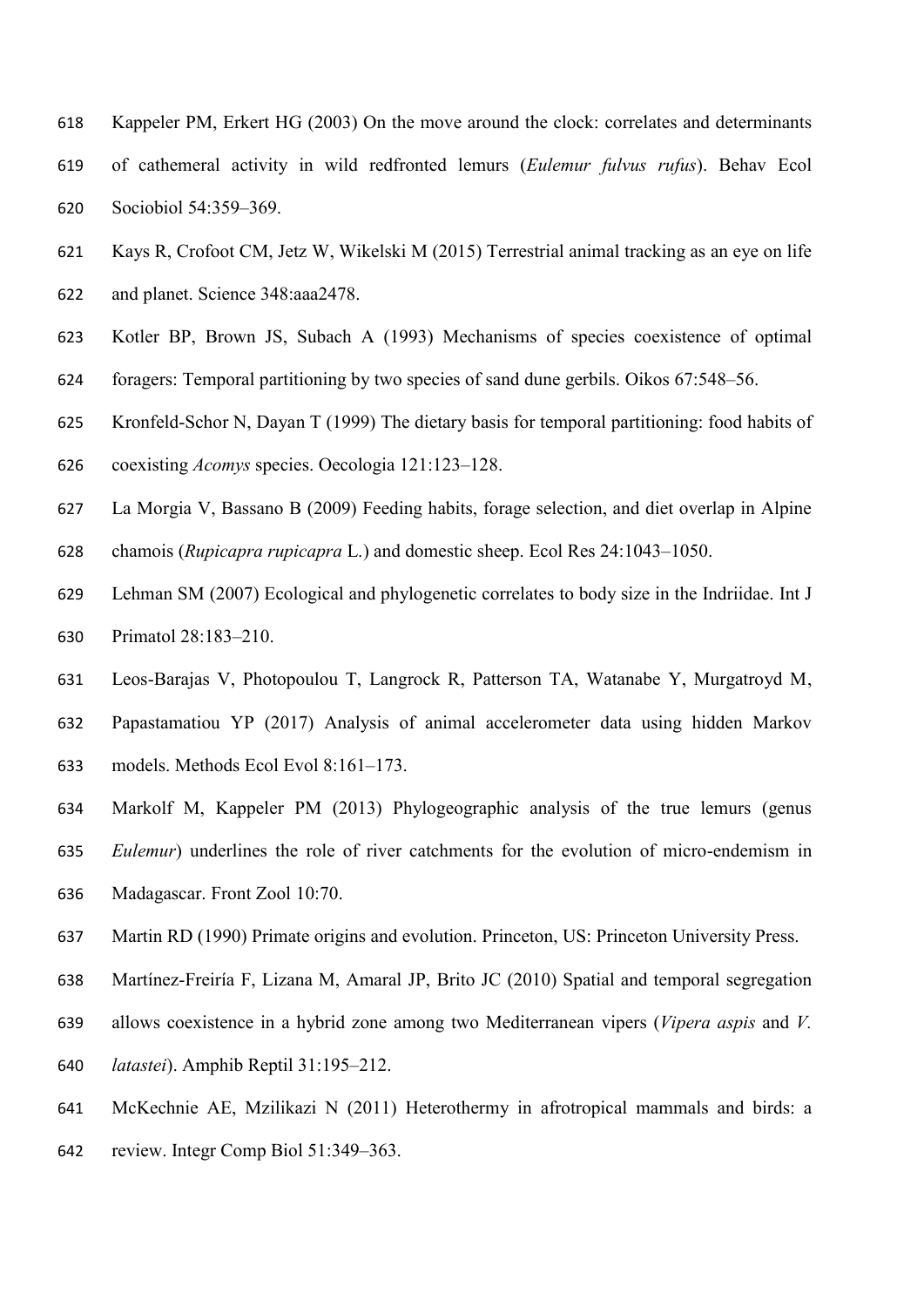Kappeler PM, Erkert HG (2003) On the move around the clock: correlates and determinants of cathemeral activity in wild redfronted lemurs (*Eulemur fulvus rufus*). Behav Ecol Sociobiol 54:359–369.

Kays R, Crofoot CM, Jetz W, Wikelski M (2015) Terrestrial animal tracking as an eye on life and planet. Science 348:aaa2478.

Kotler BP, Brown JS, Subach A (1993) Mechanisms of species coexistence of optimal foragers: Temporal partitioning by two species of sand dune gerbils. Oikos 67:548–56.

Kronfeld-Schor N, Dayan T (1999) The dietary basis for temporal partitioning: food habits of coexisting *Acomys* species. Oecologia 121:123–128.

La Morgia V, Bassano B (2009) Feeding habits, forage selection, and diet overlap in Alpine chamois (*Rupicapra rupicapra* L.) and domestic sheep. Ecol Res 24:1043–1050.

Lehman SM (2007) Ecological and phylogenetic correlates to body size in the Indriidae. Int J Primatol 28:183–210.

Leos-Barajas V, Photopoulou T, Langrock R, Patterson TA, Watanabe Y, Murgatroyd M, Papastamatiou YP (2017) Analysis of animal accelerometer data using hidden Markov models. Methods Ecol Evol 8:161–173.

Markolf M, Kappeler PM (2013) Phylogeographic analysis of the true lemurs (genus *Eulemur*) underlines the role of river catchments for the evolution of micro-endemism in Madagascar. Front Zool 10:70.

Martin RD (1990) Primate origins and evolution. Princeton, US: Princeton University Press.

Martínez-Freiría F, Lizana M, Amaral JP, Brito JC (2010) Spatial and temporal segregation allows coexistence in a hybrid zone among two Mediterranean vipers (*Vipera aspis* and *V. latastei*). Amphib Reptil 31:195–212.

McKechnie AE, Mzilikazi N (2011) Heterothermy in afrotropical mammals and birds: a review. Integr Comp Biol 51:349–363.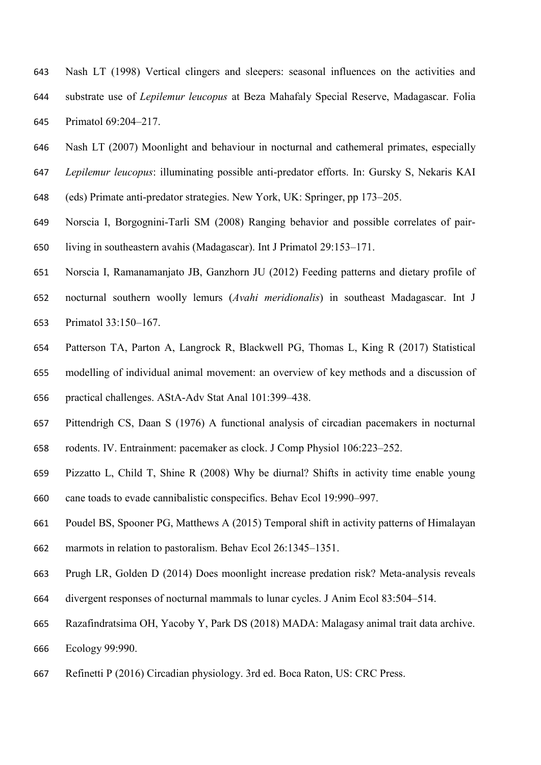Nash LT (1998) Vertical clingers and sleepers: seasonal influences on the activities and substrate use of *Lepilemur leucopus* at Beza Mahafaly Special Reserve, Madagascar. Folia Primatol 69:204–217.

Nash LT (2007) Moonlight and behaviour in nocturnal and cathemeral primates, especially *Lepilemur leucopus*: illuminating possible anti-predator efforts. In: Gursky S, Nekaris KAI (eds) Primate anti-predator strategies. New York, UK: Springer, pp 173–205.

Norscia I, Borgognini-Tarli SM (2008) Ranging behavior and possible correlates of pair-living in southeastern avahis (Madagascar). Int J Primatol 29:153–171.

Norscia I, Ramanamanjato JB, Ganzhorn JU (2012) Feeding patterns and dietary profile of nocturnal southern woolly lemurs (*Avahi meridionalis*) in southeast Madagascar. Int J Primatol 33:150–167.

Patterson TA, Parton A, Langrock R, Blackwell PG, Thomas L, King R (2017) Statistical modelling of individual animal movement: an overview of key methods and a discussion of practical challenges. AStA-Adv Stat Anal 101:399–438.

Pittendrigh CS, Daan S (1976) A functional analysis of circadian pacemakers in nocturnal rodents. IV. Entrainment: pacemaker as clock. J Comp Physiol 106:223–252.

Pizzatto L, Child T, Shine R (2008) Why be diurnal? Shifts in activity time enable young cane toads to evade cannibalistic conspecifics. Behav Ecol 19:990–997.

Poudel BS, Spooner PG, Matthews A (2015) Temporal shift in activity patterns of Himalayan marmots in relation to pastoralism. Behav Ecol 26:1345–1351.

Prugh LR, Golden D (2014) Does moonlight increase predation risk? Meta-analysis reveals divergent responses of nocturnal mammals to lunar cycles. J Anim Ecol 83:504–514.

Razafindratsima OH, Yacoby Y, Park DS (2018) MADA: Malagasy animal trait data archive. Ecology 99:990.

Refinetti P (2016) Circadian physiology. 3rd ed. Boca Raton, US: CRC Press.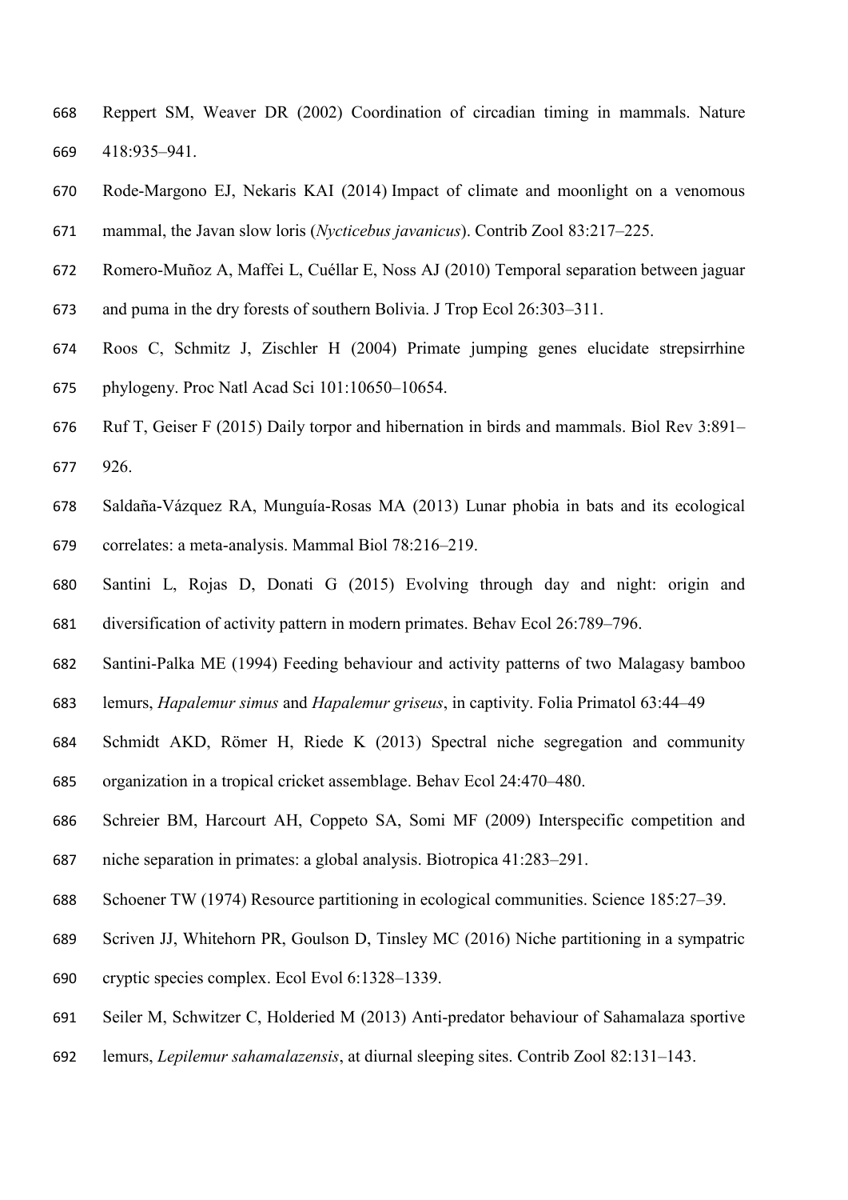Reppert SM, Weaver DR (2002) Coordination of circadian timing in mammals. Nature 418:935–941.

Rode-Margono EJ, Nekaris KAI (2014) Impact of climate and moonlight on a venomous mammal, the Javan slow loris (*Nycticebus javanicus*). Contrib Zool 83:217–225.

Romero-Muñoz A, Maffei L, Cuéllar E, Noss AJ (2010) Temporal separation between jaguar and puma in the dry forests of southern Bolivia. J Trop Ecol 26:303–311.

Roos C, Schmitz J, Zischler H (2004) Primate jumping genes elucidate strepsirrhine phylogeny. Proc Natl Acad Sci 101:10650–10654.

Ruf T, Geiser F (2015) Daily torpor and hibernation in birds and mammals. Biol Rev 3:891–926.

Saldaña-Vázquez RA, Munguía-Rosas MA (2013) Lunar phobia in bats and its ecological correlates: a meta-analysis. Mammal Biol 78:216–219.

Santini L, Rojas D, Donati G (2015) Evolving through day and night: origin and diversification of activity pattern in modern primates. Behav Ecol 26:789–796.

Santini-Palka ME (1994) Feeding behaviour and activity patterns of two Malagasy bamboo lemurs, *Hapalemur simus* and *Hapalemur griseus*, in captivity. Folia Primatol 63:44–49

Schmidt AKD, Römer H, Riede K (2013) Spectral niche segregation and community organization in a tropical cricket assemblage. Behav Ecol 24:470–480.

Schreier BM, Harcourt AH, Coppeto SA, Somi MF (2009) Interspecific competition and niche separation in primates: a global analysis. Biotropica 41:283–291.

Schoener TW (1974) Resource partitioning in ecological communities. Science 185:27–39.

Scriven JJ, Whitehorn PR, Goulson D, Tinsley MC (2016) Niche partitioning in a sympatric cryptic species complex. Ecol Evol 6:1328–1339.

Seiler M, Schwitzer C, Holderied M (2013) Anti-predator behaviour of Sahamalaza sportive lemurs, *Lepilemur sahamalazensis*, at diurnal sleeping sites. Contrib Zool 82:131–143.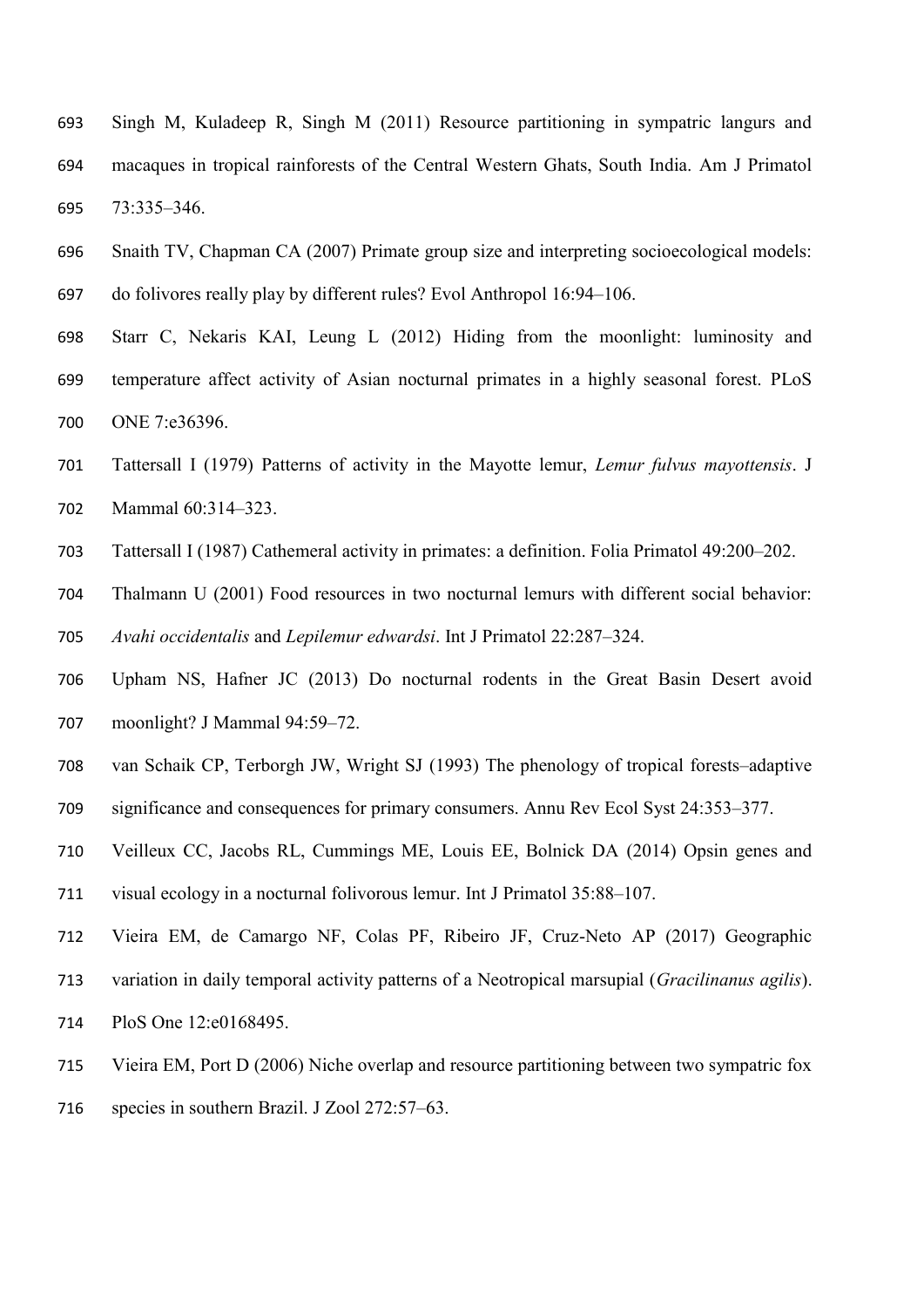Singh M, Kuladeep R, Singh M (2011) Resource partitioning in sympatric langurs and macaques in tropical rainforests of the Central Western Ghats, South India. Am J Primatol 73:335–346.

Snaith TV, Chapman CA (2007) Primate group size and interpreting socioecological models: do folivores really play by different rules? Evol Anthropol 16:94–106.

Starr C, Nekaris KAI, Leung L (2012) Hiding from the moonlight: luminosity and temperature affect activity of Asian nocturnal primates in a highly seasonal forest. PLoS ONE 7:e36396.

Tattersall I (1979) Patterns of activity in the Mayotte lemur, *Lemur fulvus mayottensis*. J Mammal 60:314–323.

Tattersall I (1987) Cathemeral activity in primates: a definition. Folia Primatol 49:200–202.

Thalmann U (2001) Food resources in two nocturnal lemurs with different social behavior: *Avahi occidentalis* and *Lepilemur edwardsi*. Int J Primatol 22:287–324.

Upham NS, Hafner JC (2013) Do nocturnal rodents in the Great Basin Desert avoid moonlight? J Mammal 94:59–72.

van Schaik CP, Terborgh JW, Wright SJ (1993) The phenology of tropical forests–adaptive significance and consequences for primary consumers. Annu Rev Ecol Syst 24:353–377.

Veilleux CC, Jacobs RL, Cummings ME, Louis EE, Bolnick DA (2014) Opsin genes and visual ecology in a nocturnal folivorous lemur. Int J Primatol 35:88–107.

Vieira EM, de Camargo NF, Colas PF, Ribeiro JF, Cruz-Neto AP (2017) Geographic variation in daily temporal activity patterns of a Neotropical marsupial (*Gracilinanus agilis*). PloS One 12:e0168495.

Vieira EM, Port D (2006) Niche overlap and resource partitioning between two sympatric fox species in southern Brazil. J Zool 272:57–63.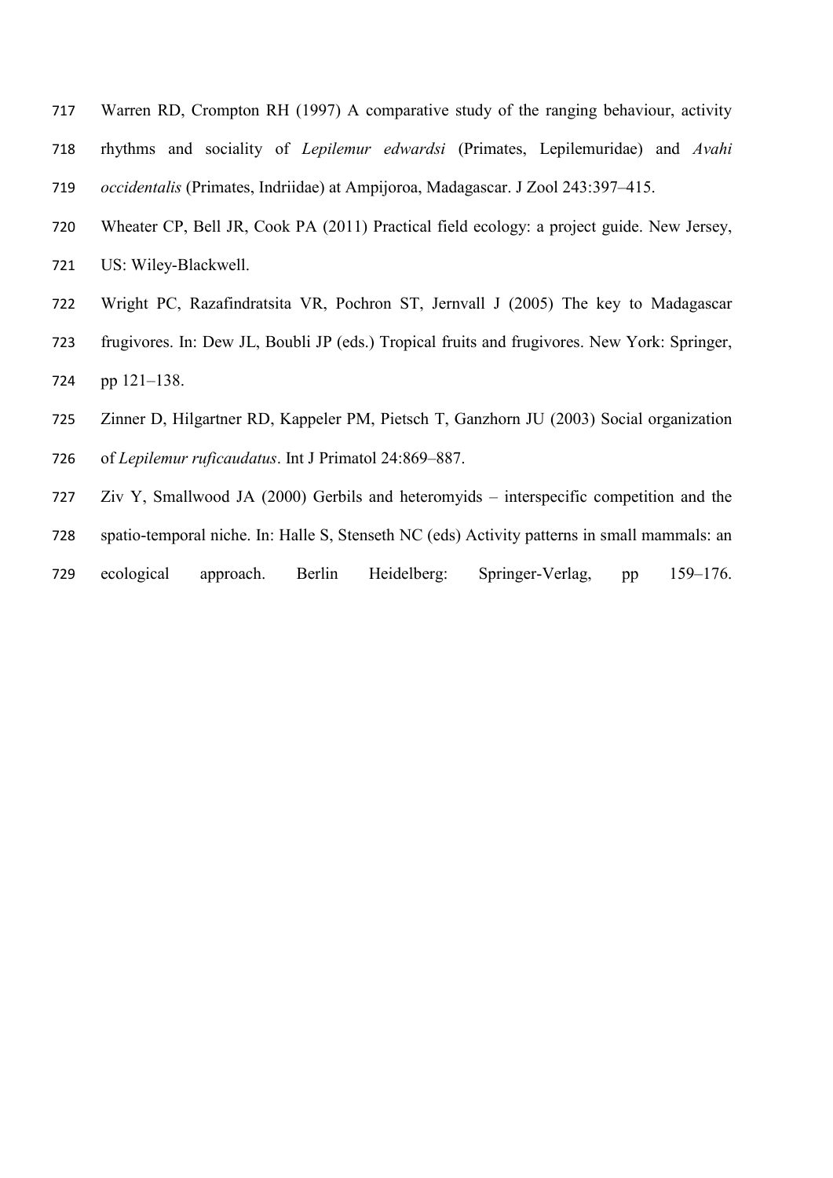Warren RD, Crompton RH (1997) A comparative study of the ranging behaviour, activity rhythms and sociality of *Lepilemur edwardsi* (Primates, Lepilemuridae) and *Avahi occidentalis* (Primates, Indriidae) at Ampijoroa, Madagascar. J Zool 243:397–415.

Wheater CP, Bell JR, Cook PA (2011) Practical field ecology: a project guide. New Jersey, US: Wiley-Blackwell.

Wright PC, Razafindratsita VR, Pochron ST, Jernvall J (2005) The key to Madagascar frugivores. In: Dew JL, Boubli JP (eds.) Tropical fruits and frugivores. New York: Springer, pp 121–138.

Zinner D, Hilgartner RD, Kappeler PM, Pietsch T, Ganzhorn JU (2003) Social organization of *Lepilemur ruficaudatus*. Int J Primatol 24:869–887.

Ziv Y, Smallwood JA (2000) Gerbils and heteromyids – interspecific competition and the spatio-temporal niche. In: Halle S, Stenseth NC (eds) Activity patterns in small mammals: an ecological approach. Berlin Heidelberg: Springer-Verlag, pp 159–176.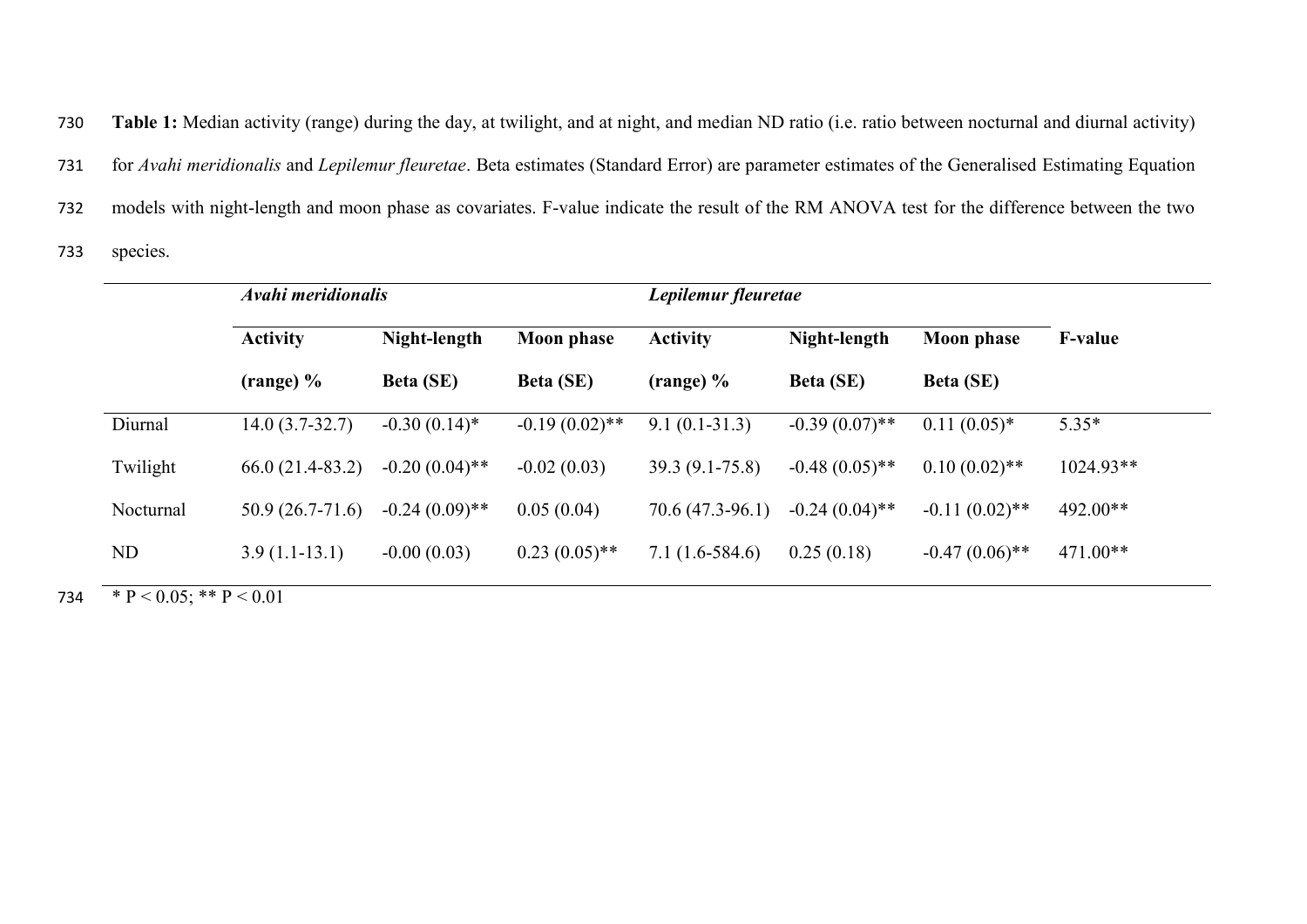**Table 1:** Median activity (range) during the day, at twilight, and at night, and median ND ratio (i.e. ratio between nocturnal and diurnal activity) for *Avahi meridionalis* and *Lepilemur fleuretae*. Beta estimates (Standard Error) are parameter estimates of the Generalised Estimating Equation models with night-length and moon phase as covariates. F-value indicate the result of the RM ANOVA test for the difference between the two species.

| | ***Avahi meridionalis*** | | | ***Lepilemur fleuretae*** | | | |
|---|---|---|---|---|---|---|---|
| | **Activity (range) %** | **Night-length Beta (SE)** | **Moon phase Beta (SE)** | **Activity (range) %** | **Night-length Beta (SE)** | **Moon phase Beta (SE)** | **F-value** |
| Diurnal | 14.0 (3.7-32.7) | -0.30 (0.14)* | -0.19 (0.02)** | 9.1 (0.1-31.3) | -0.39 (0.07)** | 0.11 (0.05)* | 5.35* |
| Twilight | 66.0 (21.4-83.2) | -0.20 (0.04)** | -0.02 (0.03) | 39.3 (9.1-75.8) | -0.48 (0.05)** | 0.10 (0.02)** | 1024.93** |
| Nocturnal | 50.9 (26.7-71.6) | -0.24 (0.09)** | 0.05 (0.04) | 70.6 (47.3-96.1) | -0.24 (0.04)** | -0.11 (0.02)** | 492.00** |
| ND | 3.9 (1.1-13.1) | -0.00 (0.03) | 0.23 (0.05)** | 7.1 (1.6-584.6) | 0.25 (0.18) | -0.47 (0.06)** | 471.00** |

* $P < 0.05$; ** $P < 0.01$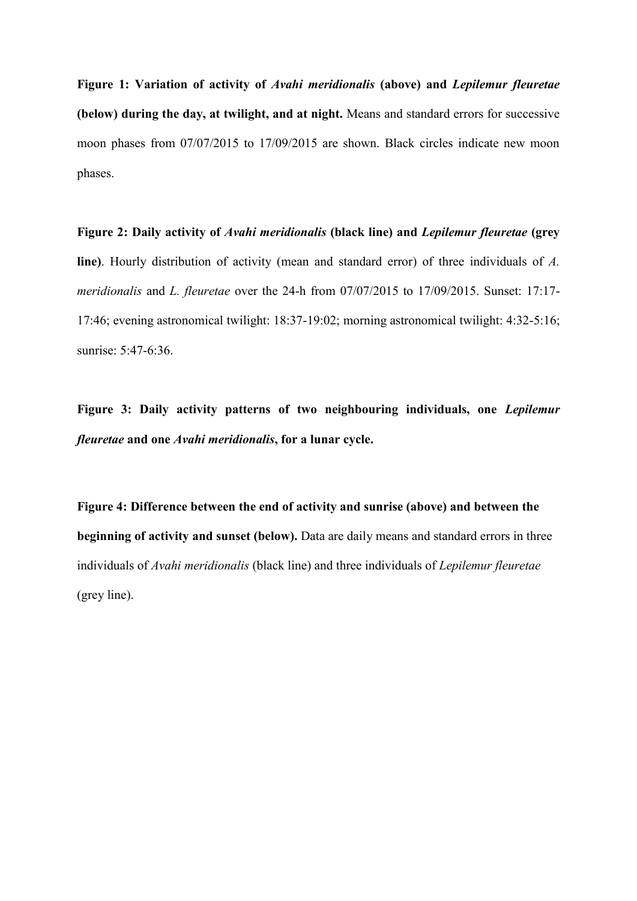**Figure 1: Variation of activity of *Avahi meridionalis* (above) and *Lepilemur fleuretae* (below) during the day, at twilight, and at night.** Means and standard errors for successive moon phases from 07/07/2015 to 17/09/2015 are shown. Black circles indicate new moon phases.

**Figure 2: Daily activity of *Avahi meridionalis* (black line) and *Lepilemur fleuretae* (grey line)**. Hourly distribution of activity (mean and standard error) of three individuals of *A. meridionalis* and *L. fleuretae* over the 24-h from 07/07/2015 to 17/09/2015. Sunset: 17:17-17:46; evening astronomical twilight: 18:37-19:02; morning astronomical twilight: 4:32-5:16; sunrise: 5:47-6:36.

**Figure 3: Daily activity patterns of two neighbouring individuals, one *Lepilemur fleuretae* and one *Avahi meridionalis*, for a lunar cycle.**

**Figure 4: Difference between the end of activity and sunrise (above) and between the beginning of activity and sunset (below).** Data are daily means and standard errors in three individuals of *Avahi meridionalis* (black line) and three individuals of *Lepilemur fleuretae* (grey line).